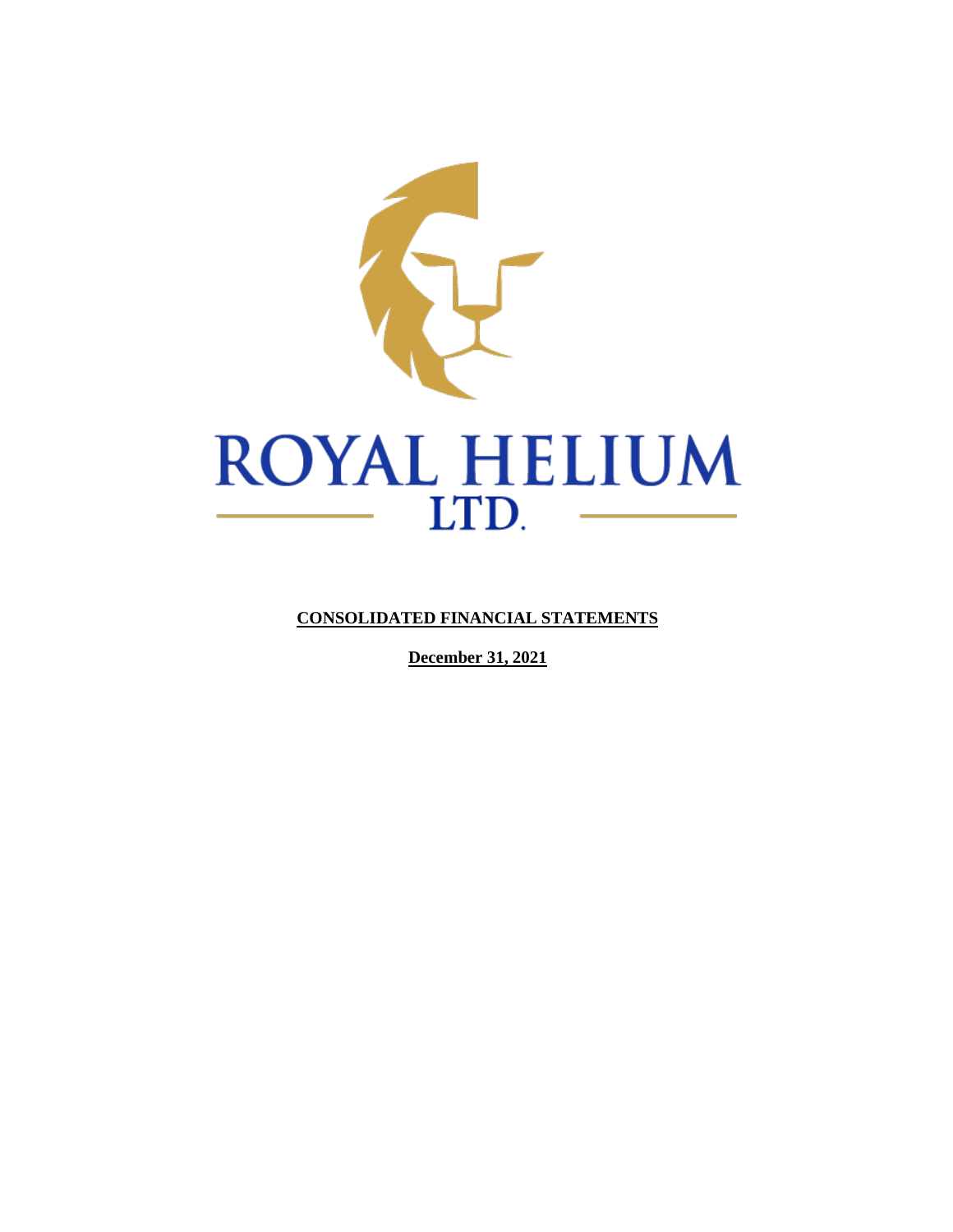# ROYAL HELIUM LTD.

**CONSOLIDATED FINANCIAL STATEMENTS**

**December 31, 2021**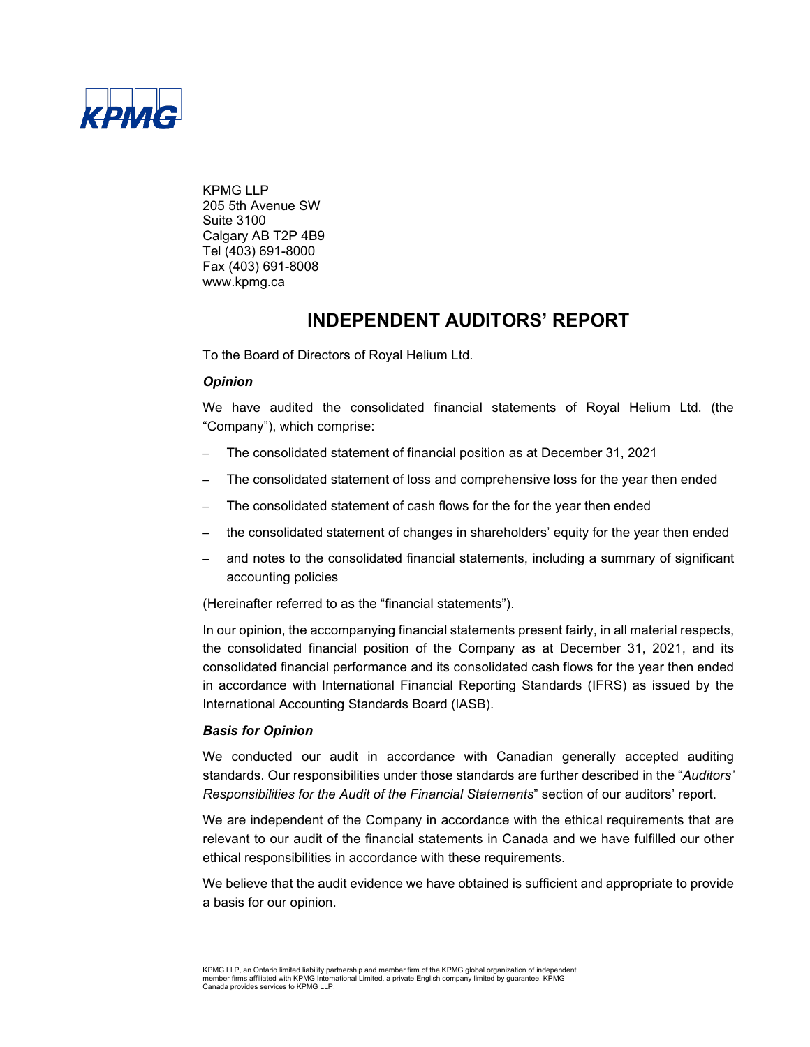KPMG LLP
205 5th Avenue SW
Suite 3100
Calgary AB T2P 4B9
Tel (403) 691-8000
Fax (403) 691-8008
www.kpmg.ca

# INDEPENDENT AUDITORS' REPORT

To the Board of Directors of Royal Helium Ltd.

### *Opinion*

We have audited the consolidated financial statements of Royal Helium Ltd. (the "Company"), which comprise:

- The consolidated statement of financial position as at December 31, 2021
- The consolidated statement of loss and comprehensive loss for the year then ended
- The consolidated statement of cash flows for the for the year then ended
- the consolidated statement of changes in shareholders' equity for the year then ended
- and notes to the consolidated financial statements, including a summary of significant accounting policies

(Hereinafter referred to as the "financial statements").

In our opinion, the accompanying financial statements present fairly, in all material respects, the consolidated financial position of the Company as at December 31, 2021, and its consolidated financial performance and its consolidated cash flows for the year then ended in accordance with International Financial Reporting Standards (IFRS) as issued by the International Accounting Standards Board (IASB).

### *Basis for Opinion*

We conducted our audit in accordance with Canadian generally accepted auditing standards. Our responsibilities under those standards are further described in the "*Auditors' Responsibilities for the Audit of the Financial Statements*" section of our auditors' report.

We are independent of the Company in accordance with the ethical requirements that are relevant to our audit of the financial statements in Canada and we have fulfilled our other ethical responsibilities in accordance with these requirements.

We believe that the audit evidence we have obtained is sufficient and appropriate to provide a basis for our opinion.

KPMG LLP, an Ontario limited liability partnership and member firm of the KPMG global organization of independent member firms affiliated with KPMG International Limited, a private English company limited by guarantee. KPMG Canada provides services to KPMG LLP.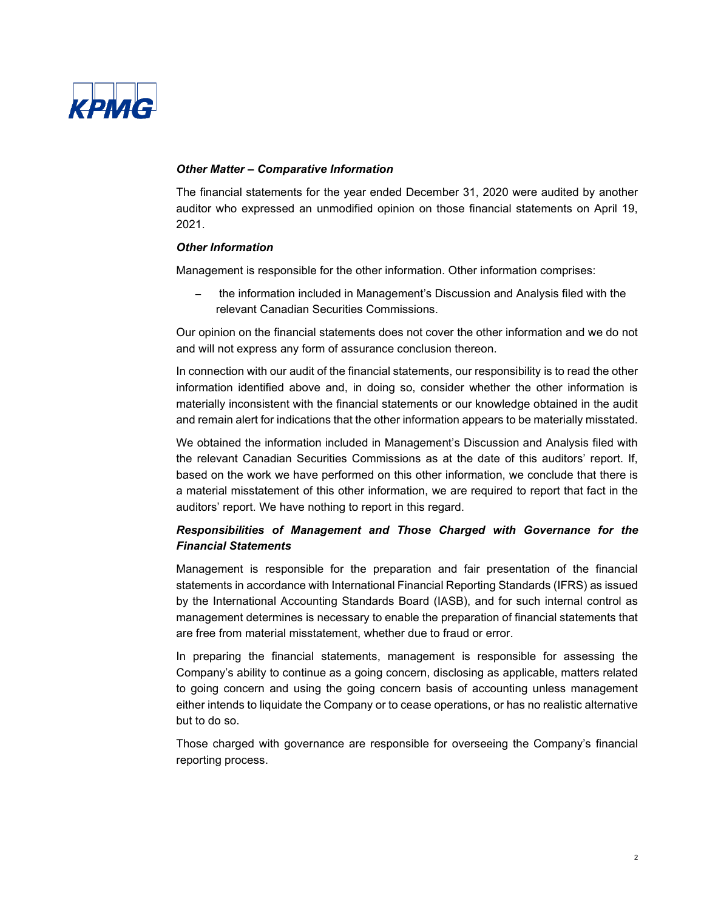### *Other Matter – Comparative Information*

The financial statements for the year ended December 31, 2020 were audited by another auditor who expressed an unmodified opinion on those financial statements on April 19, 2021.

### *Other Information*

Management is responsible for the other information. Other information comprises:

- the information included in Management's Discussion and Analysis filed with the relevant Canadian Securities Commissions.

Our opinion on the financial statements does not cover the other information and we do not and will not express any form of assurance conclusion thereon.

In connection with our audit of the financial statements, our responsibility is to read the other information identified above and, in doing so, consider whether the other information is materially inconsistent with the financial statements or our knowledge obtained in the audit and remain alert for indications that the other information appears to be materially misstated.

We obtained the information included in Management's Discussion and Analysis filed with the relevant Canadian Securities Commissions as at the date of this auditors' report. If, based on the work we have performed on this other information, we conclude that there is a material misstatement of this other information, we are required to report that fact in the auditors' report. We have nothing to report in this regard.

### *Responsibilities of Management and Those Charged with Governance for the Financial Statements*

Management is responsible for the preparation and fair presentation of the financial statements in accordance with International Financial Reporting Standards (IFRS) as issued by the International Accounting Standards Board (IASB), and for such internal control as management determines is necessary to enable the preparation of financial statements that are free from material misstatement, whether due to fraud or error.

In preparing the financial statements, management is responsible for assessing the Company's ability to continue as a going concern, disclosing as applicable, matters related to going concern and using the going concern basis of accounting unless management either intends to liquidate the Company or to cease operations, or has no realistic alternative but to do so.

Those charged with governance are responsible for overseeing the Company's financial reporting process.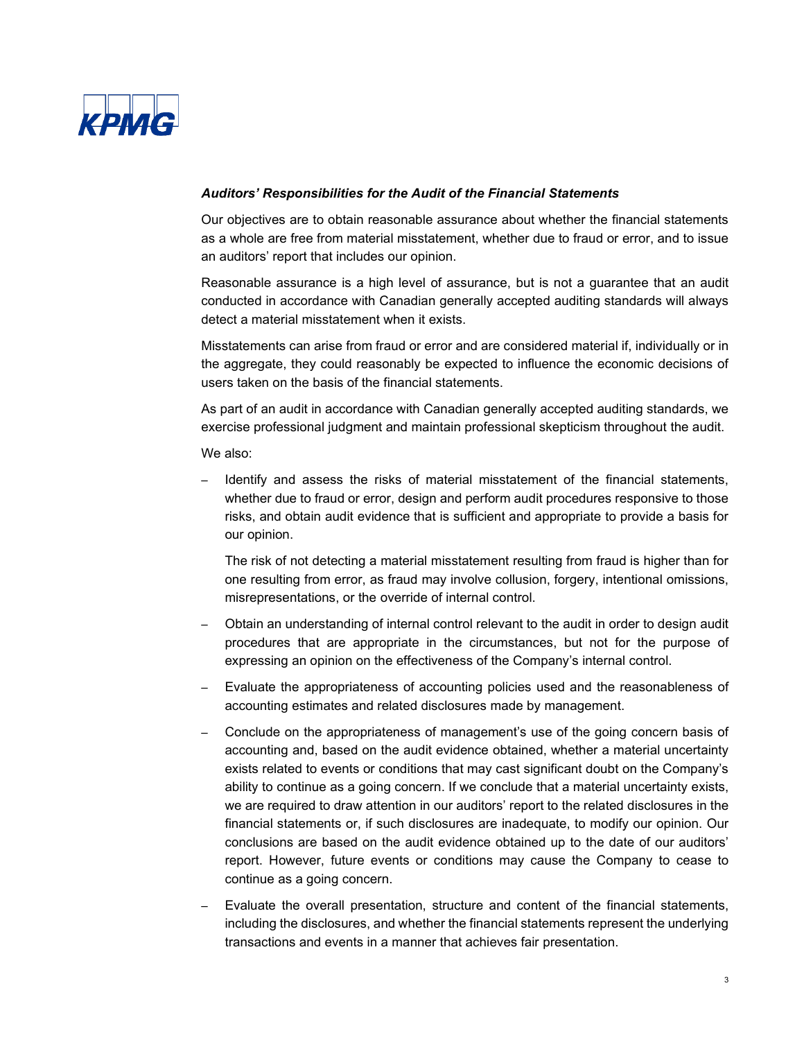### *Auditors' Responsibilities for the Audit of the Financial Statements*

Our objectives are to obtain reasonable assurance about whether the financial statements as a whole are free from material misstatement, whether due to fraud or error, and to issue an auditors' report that includes our opinion.

Reasonable assurance is a high level of assurance, but is not a guarantee that an audit conducted in accordance with Canadian generally accepted auditing standards will always detect a material misstatement when it exists.

Misstatements can arise from fraud or error and are considered material if, individually or in the aggregate, they could reasonably be expected to influence the economic decisions of users taken on the basis of the financial statements.

As part of an audit in accordance with Canadian generally accepted auditing standards, we exercise professional judgment and maintain professional skepticism throughout the audit.

We also:

- Identify and assess the risks of material misstatement of the financial statements, whether due to fraud or error, design and perform audit procedures responsive to those risks, and obtain audit evidence that is sufficient and appropriate to provide a basis for our opinion.

  The risk of not detecting a material misstatement resulting from fraud is higher than for one resulting from error, as fraud may involve collusion, forgery, intentional omissions, misrepresentations, or the override of internal control.

- Obtain an understanding of internal control relevant to the audit in order to design audit procedures that are appropriate in the circumstances, but not for the purpose of expressing an opinion on the effectiveness of the Company's internal control.

- Evaluate the appropriateness of accounting policies used and the reasonableness of accounting estimates and related disclosures made by management.

- Conclude on the appropriateness of management's use of the going concern basis of accounting and, based on the audit evidence obtained, whether a material uncertainty exists related to events or conditions that may cast significant doubt on the Company's ability to continue as a going concern. If we conclude that a material uncertainty exists, we are required to draw attention in our auditors' report to the related disclosures in the financial statements or, if such disclosures are inadequate, to modify our opinion. Our conclusions are based on the audit evidence obtained up to the date of our auditors' report. However, future events or conditions may cause the Company to cease to continue as a going concern.

- Evaluate the overall presentation, structure and content of the financial statements, including the disclosures, and whether the financial statements represent the underlying transactions and events in a manner that achieves fair presentation.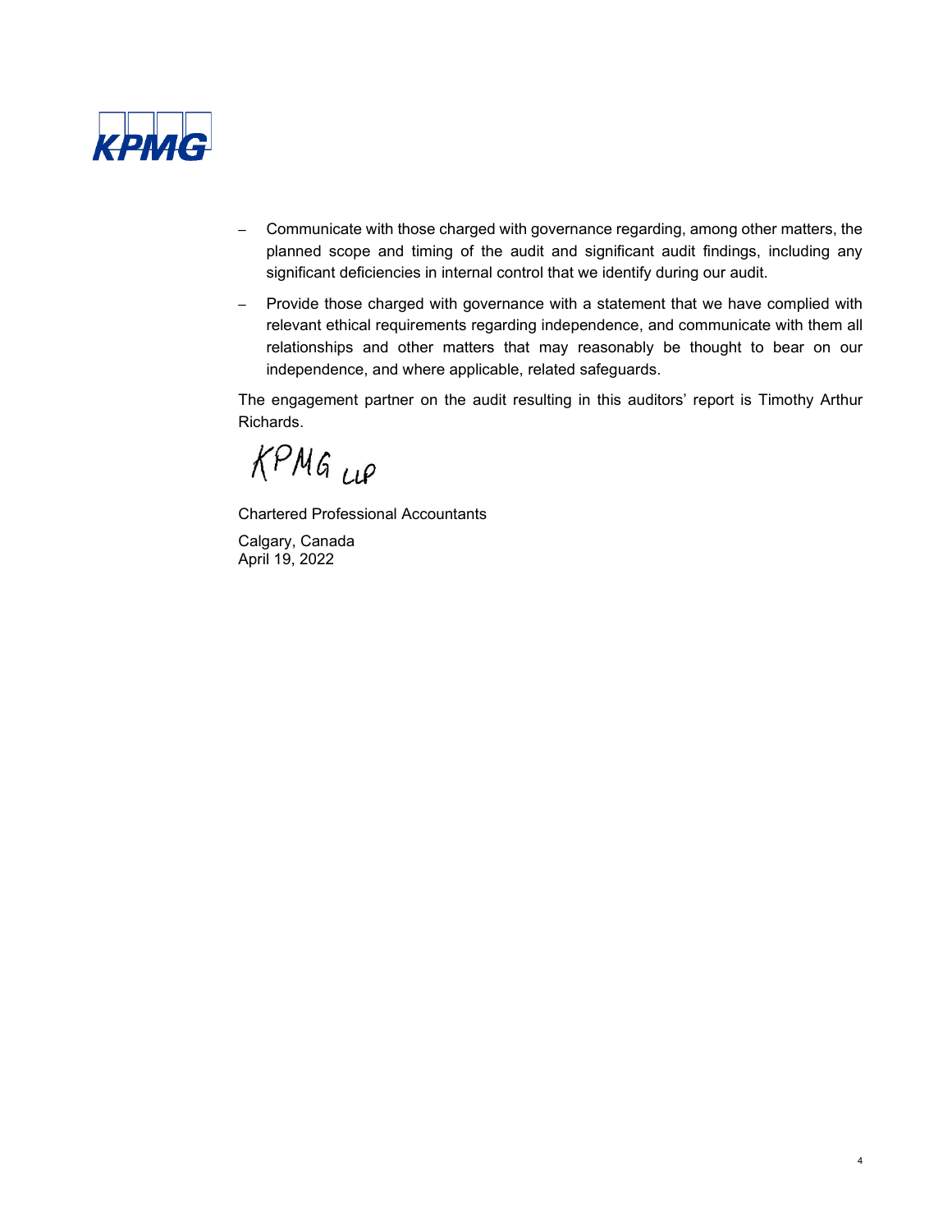- Communicate with those charged with governance regarding, among other matters, the planned scope and timing of the audit and significant audit findings, including any significant deficiencies in internal control that we identify during our audit.
- Provide those charged with governance with a statement that we have complied with relevant ethical requirements regarding independence, and communicate with them all relationships and other matters that may reasonably be thought to bear on our independence, and where applicable, related safeguards.

The engagement partner on the audit resulting in this auditors' report is Timothy Arthur Richards.

KPMG LLP

Chartered Professional Accountants

Calgary, Canada
April 19, 2022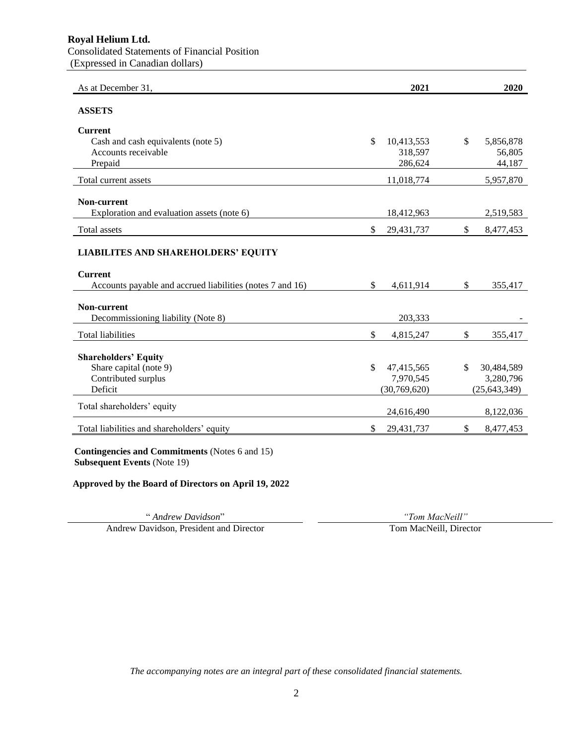**Royal Helium Ltd.**
Consolidated Statements of Financial Position
(Expressed in Canadian dollars)

| As at December 31, | 2021 | 2020 |
|---|---|---|
| **ASSETS** | | |
| **Current** | | |
| Cash and cash equivalents (note 5) | $ 10,413,553 | $ 5,856,878 |
| Accounts receivable | 318,597 | 56,805 |
| Prepaid | 286,624 | 44,187 |
| Total current assets | 11,018,774 | 5,957,870 |
| **Non-current** | | |
| Exploration and evaluation assets (note 6) | 18,412,963 | 2,519,583 |
| Total assets | $ 29,431,737 | $ 8,477,453 |
| **LIABILITES AND SHAREHOLDERS' EQUITY** | | |
| **Current** | | |
| Accounts payable and accrued liabilities (notes 7 and 16) | $ 4,611,914 | $ 355,417 |
| **Non-current** | | |
| Decommissioning liability (Note 8) | 203,333 | - |
| Total liabilities | $ 4,815,247 | $ 355,417 |
| **Shareholders' Equity** | | |
| Share capital (note 9) | $ 47,415,565 | $ 30,484,589 |
| Contributed surplus | 7,970,545 | 3,280,796 |
| Deficit | (30,769,620) | (25,643,349) |
| Total shareholders' equity | 24,616,490 | 8,122,036 |
| Total liabilities and shareholders' equity | $ 29,431,737 | $ 8,477,453 |

**Contingencies and Commitments** (Notes 6 and 15)
**Subsequent Events** (Note 19)

**Approved by the Board of Directors on April 19, 2022**

"*Andrew Davidson*"
Andrew Davidson, President and Director

*"Tom MacNeill"*
Tom MacNeill, Director

*The accompanying notes are an integral part of these consolidated financial statements.*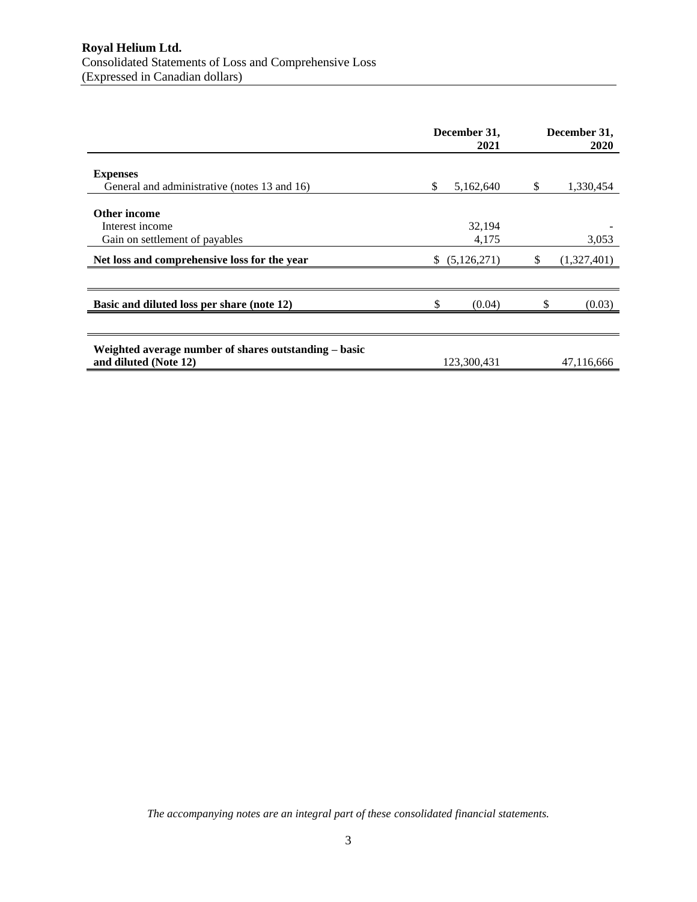**Royal Helium Ltd.**
Consolidated Statements of Loss and Comprehensive Loss
(Expressed in Canadian dollars)

| | December 31, 2021 | December 31, 2020 |
|---|---|---|
| **Expenses** | | |
| General and administrative (notes 13 and 16) | $ 5,162,640 | $ 1,330,454 |
| **Other income** | | |
| Interest income | 32,194 | - |
| Gain on settlement of payables | 4,175 | 3,053 |
| **Net loss and comprehensive loss for the year** | $ (5,126,271) | $ (1,327,401) |
| **Basic and diluted loss per share (note 12)** | $ (0.04) | $ (0.03) |
| **Weighted average number of shares outstanding – basic and diluted (Note 12)** | 123,300,431 | 47,116,666 |

*The accompanying notes are an integral part of these consolidated financial statements.*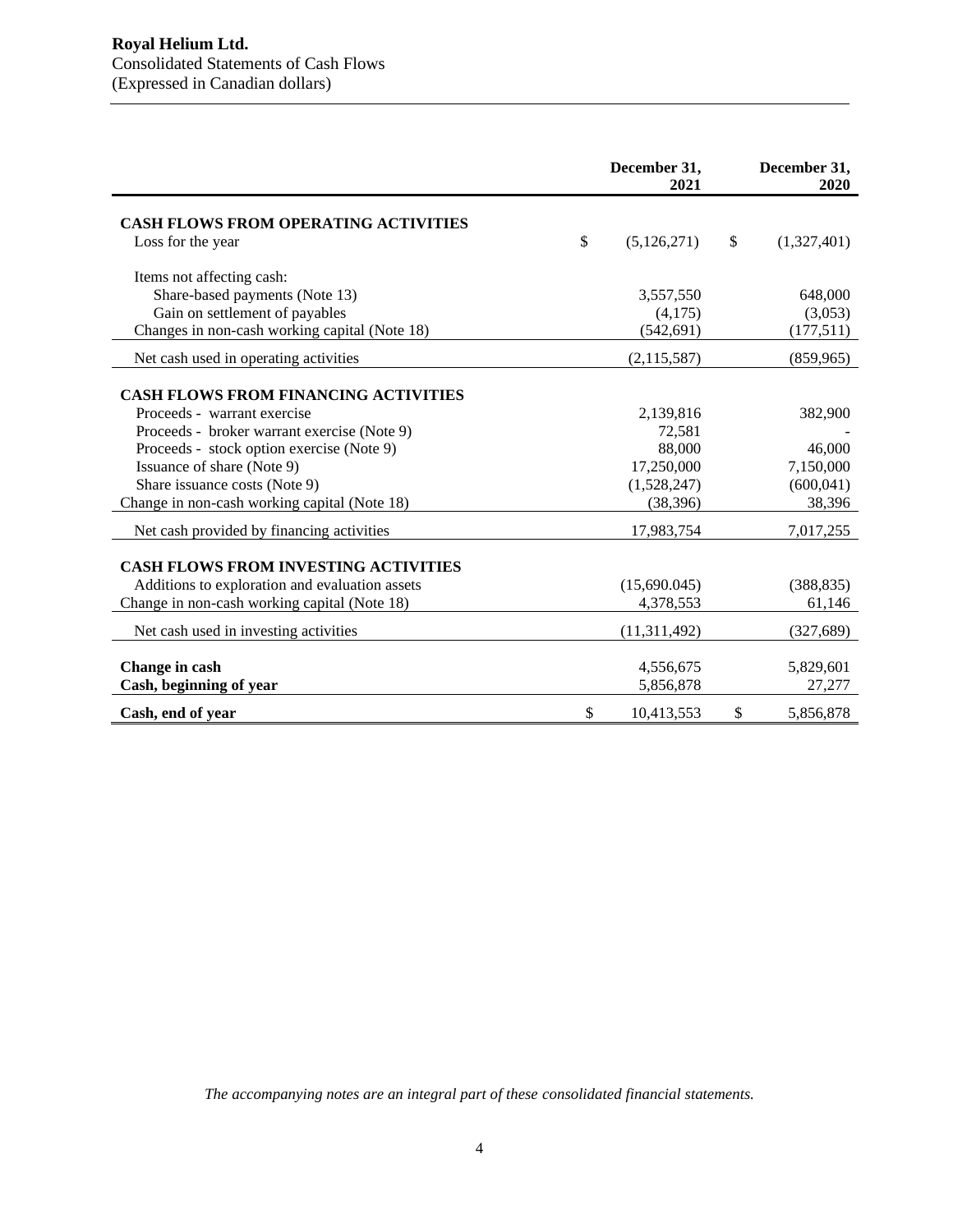**Royal Helium Ltd.**
Consolidated Statements of Cash Flows
(Expressed in Canadian dollars)

| | December 31, 2021 | December 31, 2020 |
|---|---|---|
| **CASH FLOWS FROM OPERATING ACTIVITIES** | | |
| Loss for the year | $ (5,126,271) | $ (1,327,401) |
| Items not affecting cash: | | |
| Share-based payments (Note 13) | 3,557,550 | 648,000 |
| Gain on settlement of payables | (4,175) | (3,053) |
| Changes in non-cash working capital (Note 18) | (542,691) | (177,511) |
| Net cash used in operating activities | (2,115,587) | (859,965) |
| **CASH FLOWS FROM FINANCING ACTIVITIES** | | |
| Proceeds - warrant exercise | 2,139,816 | 382,900 |
| Proceeds - broker warrant exercise (Note 9) | 72,581 | - |
| Proceeds - stock option exercise (Note 9) | 88,000 | 46,000 |
| Issuance of share (Note 9) | 17,250,000 | 7,150,000 |
| Share issuance costs (Note 9) | (1,528,247) | (600,041) |
| Change in non-cash working capital (Note 18) | (38,396) | 38,396 |
| Net cash provided by financing activities | 17,983,754 | 7,017,255 |
| **CASH FLOWS FROM INVESTING ACTIVITIES** | | |
| Additions to exploration and evaluation assets | (15,690.045) | (388,835) |
| Change in non-cash working capital (Note 18) | 4,378,553 | 61,146 |
| Net cash used in investing activities | (11,311,492) | (327,689) |
| **Change in cash** | 4,556,675 | 5,829,601 |
| **Cash, beginning of year** | 5,856,878 | 27,277 |
| **Cash, end of year** | $ 10,413,553 | $ 5,856,878 |

*The accompanying notes are an integral part of these consolidated financial statements.*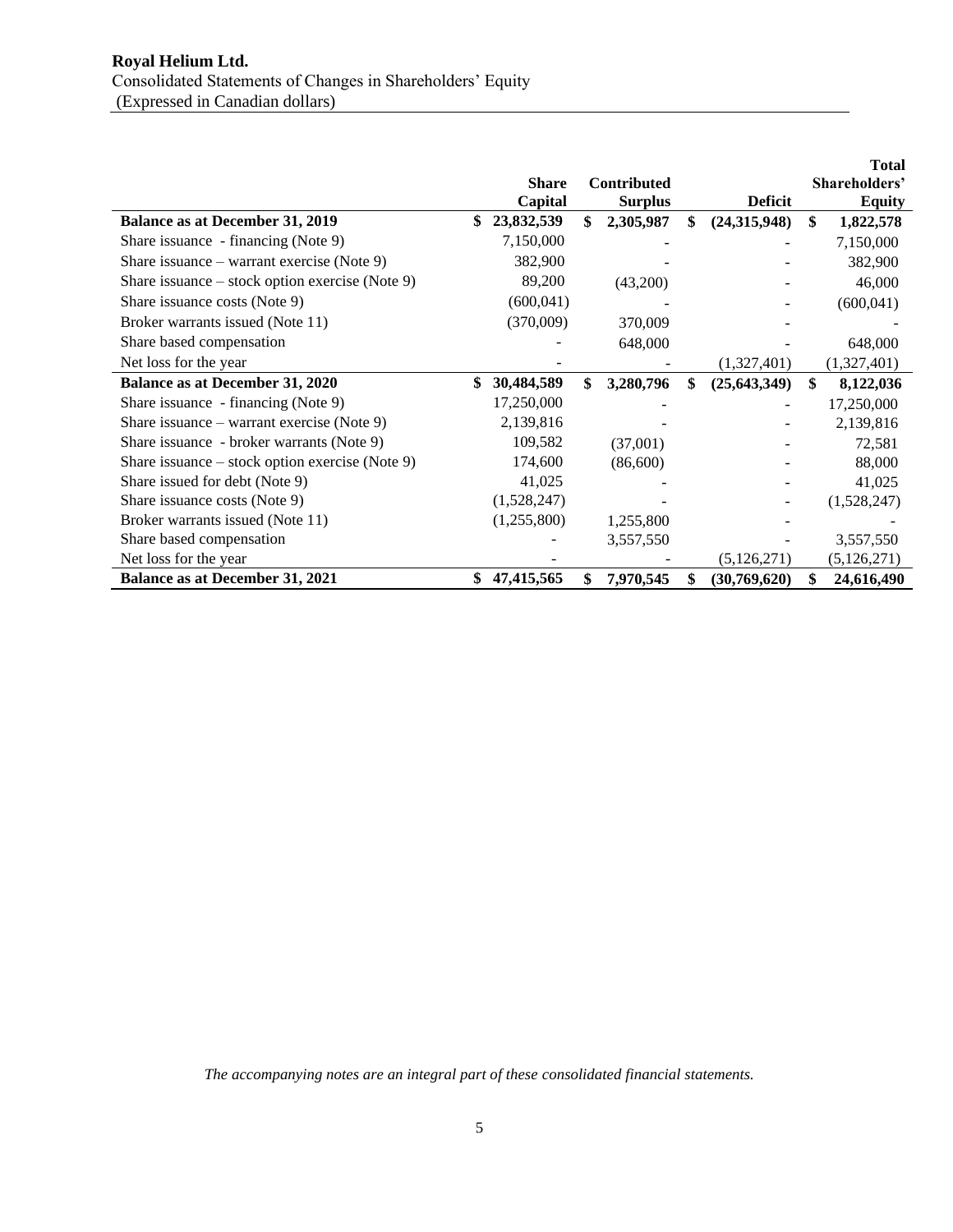**Royal Helium Ltd.**
Consolidated Statements of Changes in Shareholders' Equity
(Expressed in Canadian dollars)

| | Share Capital | Contributed Surplus | Deficit | Total Shareholders' Equity |
|---|---|---|---|---|
| **Balance as at December 31, 2019** | **$ 23,832,539** | **$ 2,305,987** | **$ (24,315,948)** | **$ 1,822,578** |
| Share issuance - financing (Note 9) | 7,150,000 | - | - | 7,150,000 |
| Share issuance – warrant exercise (Note 9) | 382,900 | - | - | 382,900 |
| Share issuance – stock option exercise (Note 9) | 89,200 | (43,200) | - | 46,000 |
| Share issuance costs (Note 9) | (600,041) | - | - | (600,041) |
| Broker warrants issued (Note 11) | (370,009) | 370,009 | - | - |
| Share based compensation | - | 648,000 | - | 648,000 |
| Net loss for the year | - | - | (1,327,401) | (1,327,401) |
| **Balance as at December 31, 2020** | **$ 30,484,589** | **$ 3,280,796** | **$ (25,643,349)** | **$ 8,122,036** |
| Share issuance - financing (Note 9) | 17,250,000 | - | - | 17,250,000 |
| Share issuance – warrant exercise (Note 9) | 2,139,816 | - | - | 2,139,816 |
| Share issuance - broker warrants (Note 9) | 109,582 | (37,001) | - | 72,581 |
| Share issuance – stock option exercise (Note 9) | 174,600 | (86,600) | - | 88,000 |
| Share issued for debt (Note 9) | 41,025 | - | - | 41,025 |
| Share issuance costs (Note 9) | (1,528,247) | - | - | (1,528,247) |
| Broker warrants issued (Note 11) | (1,255,800) | 1,255,800 | - | - |
| Share based compensation | - | 3,557,550 | - | 3,557,550 |
| Net loss for the year | - | - | (5,126,271) | (5,126,271) |
| **Balance as at December 31, 2021** | **$ 47,415,565** | **$ 7,970,545** | **$ (30,769,620)** | **$ 24,616,490** |

*The accompanying notes are an integral part of these consolidated financial statements.*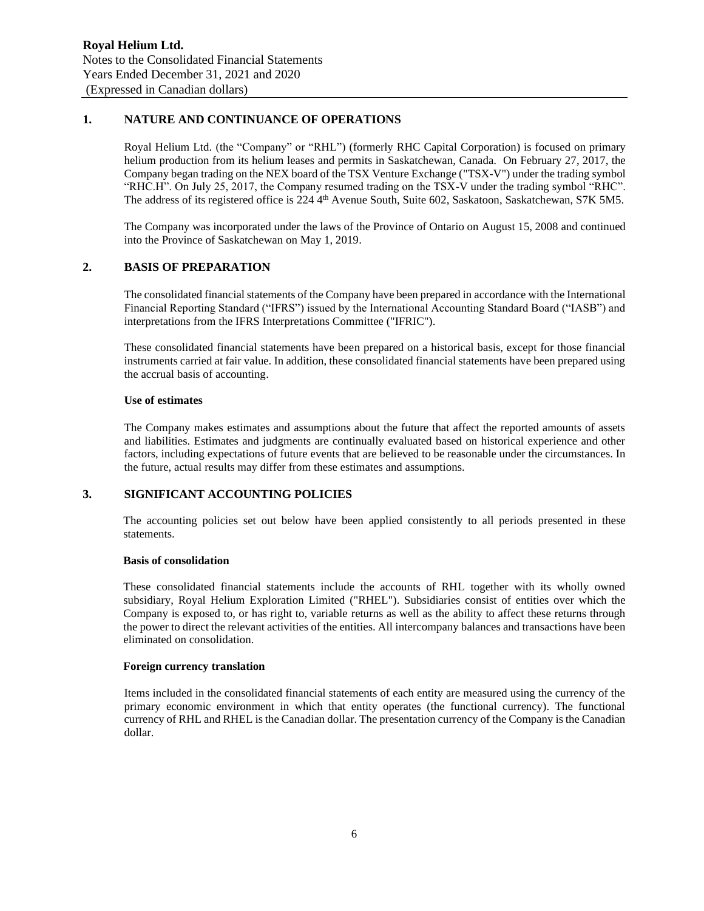## 1. NATURE AND CONTINUANCE OF OPERATIONS

Royal Helium Ltd. (the "Company" or "RHL") (formerly RHC Capital Corporation) is focused on primary helium production from its helium leases and permits in Saskatchewan, Canada. On February 27, 2017, the Company began trading on the NEX board of the TSX Venture Exchange ("TSX-V") under the trading symbol "RHC.H". On July 25, 2017, the Company resumed trading on the TSX-V under the trading symbol "RHC". The address of its registered office is 224 4th Avenue South, Suite 602, Saskatoon, Saskatchewan, S7K 5M5.

The Company was incorporated under the laws of the Province of Ontario on August 15, 2008 and continued into the Province of Saskatchewan on May 1, 2019.

## 2. BASIS OF PREPARATION

The consolidated financial statements of the Company have been prepared in accordance with the International Financial Reporting Standard ("IFRS") issued by the International Accounting Standard Board ("IASB") and interpretations from the IFRS Interpretations Committee ("IFRIC").

These consolidated financial statements have been prepared on a historical basis, except for those financial instruments carried at fair value. In addition, these consolidated financial statements have been prepared using the accrual basis of accounting.

**Use of estimates**

The Company makes estimates and assumptions about the future that affect the reported amounts of assets and liabilities. Estimates and judgments are continually evaluated based on historical experience and other factors, including expectations of future events that are believed to be reasonable under the circumstances. In the future, actual results may differ from these estimates and assumptions.

## 3. SIGNIFICANT ACCOUNTING POLICIES

The accounting policies set out below have been applied consistently to all periods presented in these statements.

**Basis of consolidation**

These consolidated financial statements include the accounts of RHL together with its wholly owned subsidiary, Royal Helium Exploration Limited ("RHEL"). Subsidiaries consist of entities over which the Company is exposed to, or has right to, variable returns as well as the ability to affect these returns through the power to direct the relevant activities of the entities. All intercompany balances and transactions have been eliminated on consolidation.

**Foreign currency translation**

Items included in the consolidated financial statements of each entity are measured using the currency of the primary economic environment in which that entity operates (the functional currency). The functional currency of RHL and RHEL is the Canadian dollar. The presentation currency of the Company is the Canadian dollar.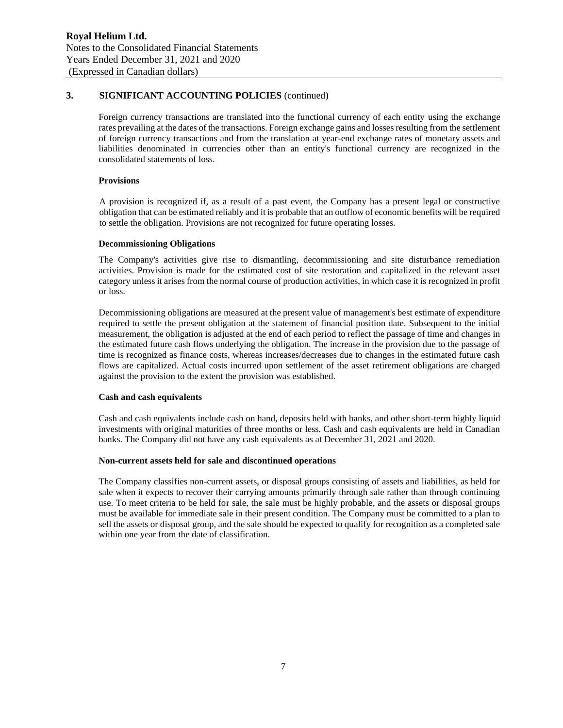## 3. SIGNIFICANT ACCOUNTING POLICIES (continued)

Foreign currency transactions are translated into the functional currency of each entity using the exchange rates prevailing at the dates of the transactions. Foreign exchange gains and losses resulting from the settlement of foreign currency transactions and from the translation at year-end exchange rates of monetary assets and liabilities denominated in currencies other than an entity's functional currency are recognized in the consolidated statements of loss.

### Provisions

A provision is recognized if, as a result of a past event, the Company has a present legal or constructive obligation that can be estimated reliably and it is probable that an outflow of economic benefits will be required to settle the obligation. Provisions are not recognized for future operating losses.

### Decommissioning Obligations

The Company's activities give rise to dismantling, decommissioning and site disturbance remediation activities. Provision is made for the estimated cost of site restoration and capitalized in the relevant asset category unless it arises from the normal course of production activities, in which case it is recognized in profit or loss.

Decommissioning obligations are measured at the present value of management's best estimate of expenditure required to settle the present obligation at the statement of financial position date. Subsequent to the initial measurement, the obligation is adjusted at the end of each period to reflect the passage of time and changes in the estimated future cash flows underlying the obligation. The increase in the provision due to the passage of time is recognized as finance costs, whereas increases/decreases due to changes in the estimated future cash flows are capitalized. Actual costs incurred upon settlement of the asset retirement obligations are charged against the provision to the extent the provision was established.

### Cash and cash equivalents

Cash and cash equivalents include cash on hand, deposits held with banks, and other short-term highly liquid investments with original maturities of three months or less. Cash and cash equivalents are held in Canadian banks. The Company did not have any cash equivalents as at December 31, 2021 and 2020.

### Non-current assets held for sale and discontinued operations

The Company classifies non-current assets, or disposal groups consisting of assets and liabilities, as held for sale when it expects to recover their carrying amounts primarily through sale rather than through continuing use. To meet criteria to be held for sale, the sale must be highly probable, and the assets or disposal groups must be available for immediate sale in their present condition. The Company must be committed to a plan to sell the assets or disposal group, and the sale should be expected to qualify for recognition as a completed sale within one year from the date of classification.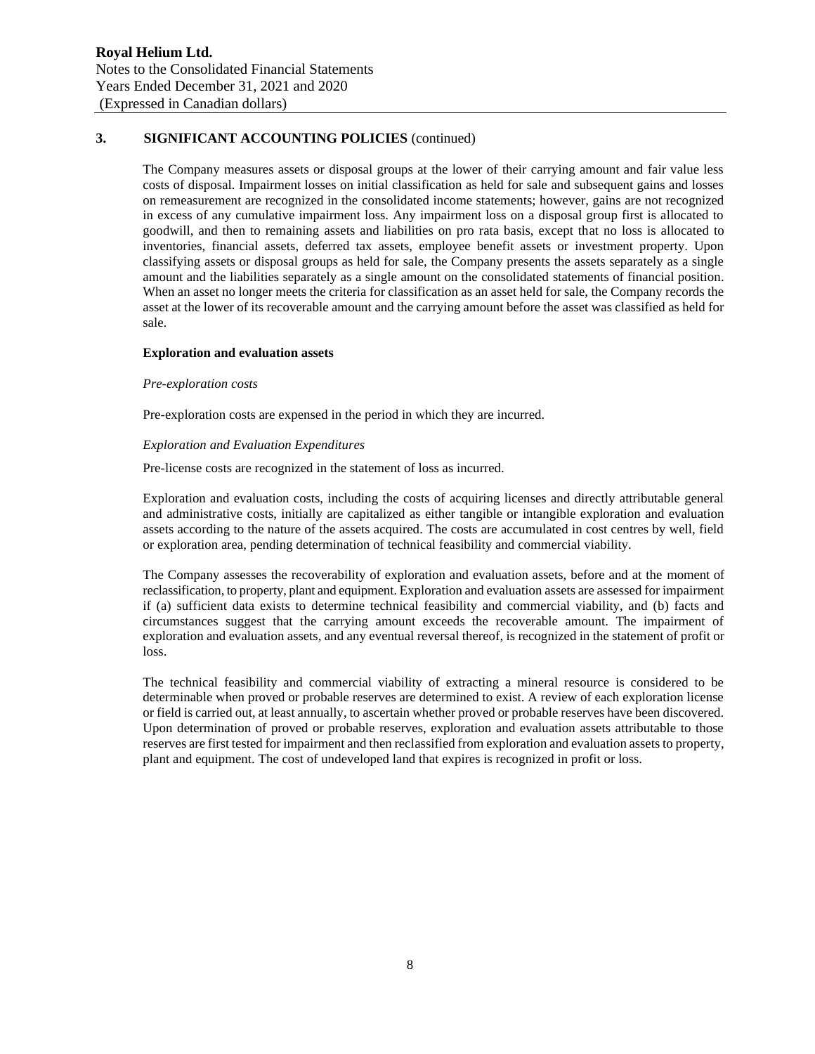## 3. SIGNIFICANT ACCOUNTING POLICIES (continued)

The Company measures assets or disposal groups at the lower of their carrying amount and fair value less costs of disposal. Impairment losses on initial classification as held for sale and subsequent gains and losses on remeasurement are recognized in the consolidated income statements; however, gains are not recognized in excess of any cumulative impairment loss. Any impairment loss on a disposal group first is allocated to goodwill, and then to remaining assets and liabilities on pro rata basis, except that no loss is allocated to inventories, financial assets, deferred tax assets, employee benefit assets or investment property. Upon classifying assets or disposal groups as held for sale, the Company presents the assets separately as a single amount and the liabilities separately as a single amount on the consolidated statements of financial position. When an asset no longer meets the criteria for classification as an asset held for sale, the Company records the asset at the lower of its recoverable amount and the carrying amount before the asset was classified as held for sale.

**Exploration and evaluation assets**

*Pre-exploration costs*

Pre-exploration costs are expensed in the period in which they are incurred.

*Exploration and Evaluation Expenditures*

Pre-license costs are recognized in the statement of loss as incurred.

Exploration and evaluation costs, including the costs of acquiring licenses and directly attributable general and administrative costs, initially are capitalized as either tangible or intangible exploration and evaluation assets according to the nature of the assets acquired. The costs are accumulated in cost centres by well, field or exploration area, pending determination of technical feasibility and commercial viability.

The Company assesses the recoverability of exploration and evaluation assets, before and at the moment of reclassification, to property, plant and equipment. Exploration and evaluation assets are assessed for impairment if (a) sufficient data exists to determine technical feasibility and commercial viability, and (b) facts and circumstances suggest that the carrying amount exceeds the recoverable amount. The impairment of exploration and evaluation assets, and any eventual reversal thereof, is recognized in the statement of profit or loss.

The technical feasibility and commercial viability of extracting a mineral resource is considered to be determinable when proved or probable reserves are determined to exist. A review of each exploration license or field is carried out, at least annually, to ascertain whether proved or probable reserves have been discovered. Upon determination of proved or probable reserves, exploration and evaluation assets attributable to those reserves are first tested for impairment and then reclassified from exploration and evaluation assets to property, plant and equipment. The cost of undeveloped land that expires is recognized in profit or loss.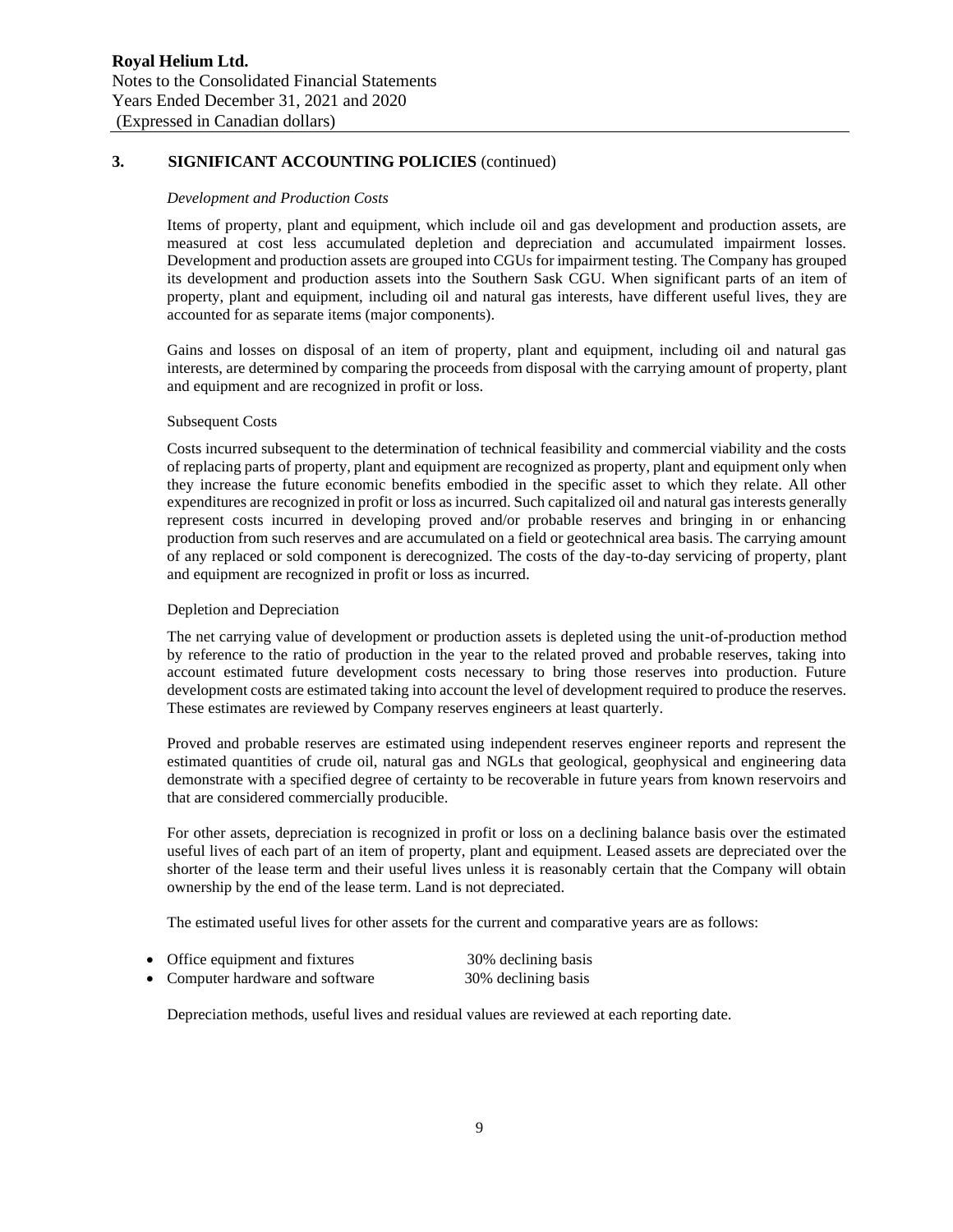## 3. SIGNIFICANT ACCOUNTING POLICIES (continued)

*Development and Production Costs*

Items of property, plant and equipment, which include oil and gas development and production assets, are measured at cost less accumulated depletion and depreciation and accumulated impairment losses. Development and production assets are grouped into CGUs for impairment testing. The Company has grouped its development and production assets into the Southern Sask CGU. When significant parts of an item of property, plant and equipment, including oil and natural gas interests, have different useful lives, they are accounted for as separate items (major components).

Gains and losses on disposal of an item of property, plant and equipment, including oil and natural gas interests, are determined by comparing the proceeds from disposal with the carrying amount of property, plant and equipment and are recognized in profit or loss.

Subsequent Costs

Costs incurred subsequent to the determination of technical feasibility and commercial viability and the costs of replacing parts of property, plant and equipment are recognized as property, plant and equipment only when they increase the future economic benefits embodied in the specific asset to which they relate. All other expenditures are recognized in profit or loss as incurred. Such capitalized oil and natural gas interests generally represent costs incurred in developing proved and/or probable reserves and bringing in or enhancing production from such reserves and are accumulated on a field or geotechnical area basis. The carrying amount of any replaced or sold component is derecognized. The costs of the day-to-day servicing of property, plant and equipment are recognized in profit or loss as incurred.

Depletion and Depreciation

The net carrying value of development or production assets is depleted using the unit-of-production method by reference to the ratio of production in the year to the related proved and probable reserves, taking into account estimated future development costs necessary to bring those reserves into production. Future development costs are estimated taking into account the level of development required to produce the reserves. These estimates are reviewed by Company reserves engineers at least quarterly.

Proved and probable reserves are estimated using independent reserves engineer reports and represent the estimated quantities of crude oil, natural gas and NGLs that geological, geophysical and engineering data demonstrate with a specified degree of certainty to be recoverable in future years from known reservoirs and that are considered commercially producible.

For other assets, depreciation is recognized in profit or loss on a declining balance basis over the estimated useful lives of each part of an item of property, plant and equipment. Leased assets are depreciated over the shorter of the lease term and their useful lives unless it is reasonably certain that the Company will obtain ownership by the end of the lease term. Land is not depreciated.

The estimated useful lives for other assets for the current and comparative years are as follows:

- Office equipment and fixtures — 30% declining basis
- Computer hardware and software — 30% declining basis

Depreciation methods, useful lives and residual values are reviewed at each reporting date.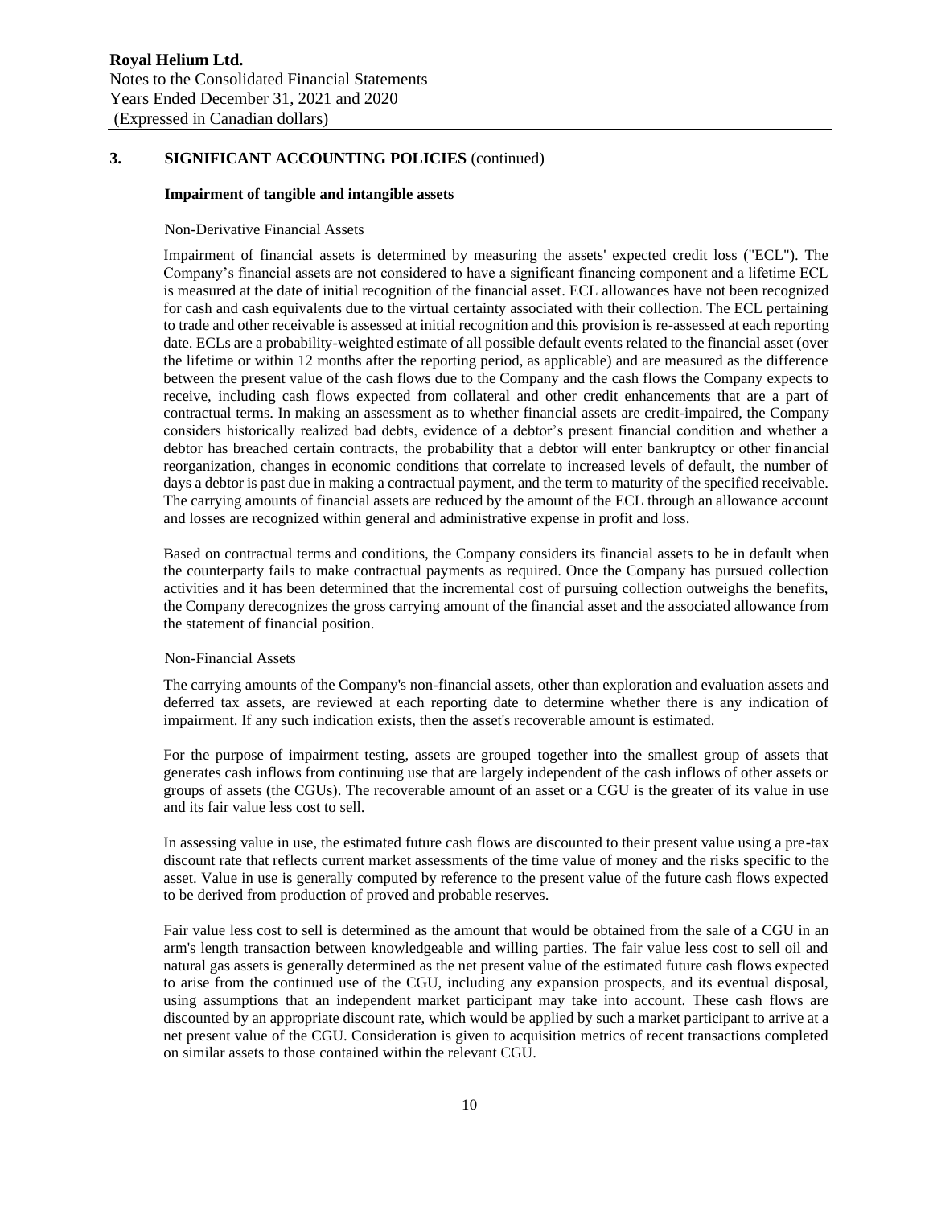## 3. SIGNIFICANT ACCOUNTING POLICIES (continued)

### Impairment of tangible and intangible assets

Non-Derivative Financial Assets

Impairment of financial assets is determined by measuring the assets' expected credit loss ("ECL"). The Company's financial assets are not considered to have a significant financing component and a lifetime ECL is measured at the date of initial recognition of the financial asset. ECL allowances have not been recognized for cash and cash equivalents due to the virtual certainty associated with their collection. The ECL pertaining to trade and other receivable is assessed at initial recognition and this provision is re-assessed at each reporting date. ECLs are a probability-weighted estimate of all possible default events related to the financial asset (over the lifetime or within 12 months after the reporting period, as applicable) and are measured as the difference between the present value of the cash flows due to the Company and the cash flows the Company expects to receive, including cash flows expected from collateral and other credit enhancements that are a part of contractual terms. In making an assessment as to whether financial assets are credit-impaired, the Company considers historically realized bad debts, evidence of a debtor's present financial condition and whether a debtor has breached certain contracts, the probability that a debtor will enter bankruptcy or other financial reorganization, changes in economic conditions that correlate to increased levels of default, the number of days a debtor is past due in making a contractual payment, and the term to maturity of the specified receivable. The carrying amounts of financial assets are reduced by the amount of the ECL through an allowance account and losses are recognized within general and administrative expense in profit and loss.

Based on contractual terms and conditions, the Company considers its financial assets to be in default when the counterparty fails to make contractual payments as required. Once the Company has pursued collection activities and it has been determined that the incremental cost of pursuing collection outweighs the benefits, the Company derecognizes the gross carrying amount of the financial asset and the associated allowance from the statement of financial position.

Non-Financial Assets

The carrying amounts of the Company's non-financial assets, other than exploration and evaluation assets and deferred tax assets, are reviewed at each reporting date to determine whether there is any indication of impairment. If any such indication exists, then the asset's recoverable amount is estimated.

For the purpose of impairment testing, assets are grouped together into the smallest group of assets that generates cash inflows from continuing use that are largely independent of the cash inflows of other assets or groups of assets (the CGUs). The recoverable amount of an asset or a CGU is the greater of its value in use and its fair value less cost to sell.

In assessing value in use, the estimated future cash flows are discounted to their present value using a pre-tax discount rate that reflects current market assessments of the time value of money and the risks specific to the asset. Value in use is generally computed by reference to the present value of the future cash flows expected to be derived from production of proved and probable reserves.

Fair value less cost to sell is determined as the amount that would be obtained from the sale of a CGU in an arm's length transaction between knowledgeable and willing parties. The fair value less cost to sell oil and natural gas assets is generally determined as the net present value of the estimated future cash flows expected to arise from the continued use of the CGU, including any expansion prospects, and its eventual disposal, using assumptions that an independent market participant may take into account. These cash flows are discounted by an appropriate discount rate, which would be applied by such a market participant to arrive at a net present value of the CGU. Consideration is given to acquisition metrics of recent transactions completed on similar assets to those contained within the relevant CGU.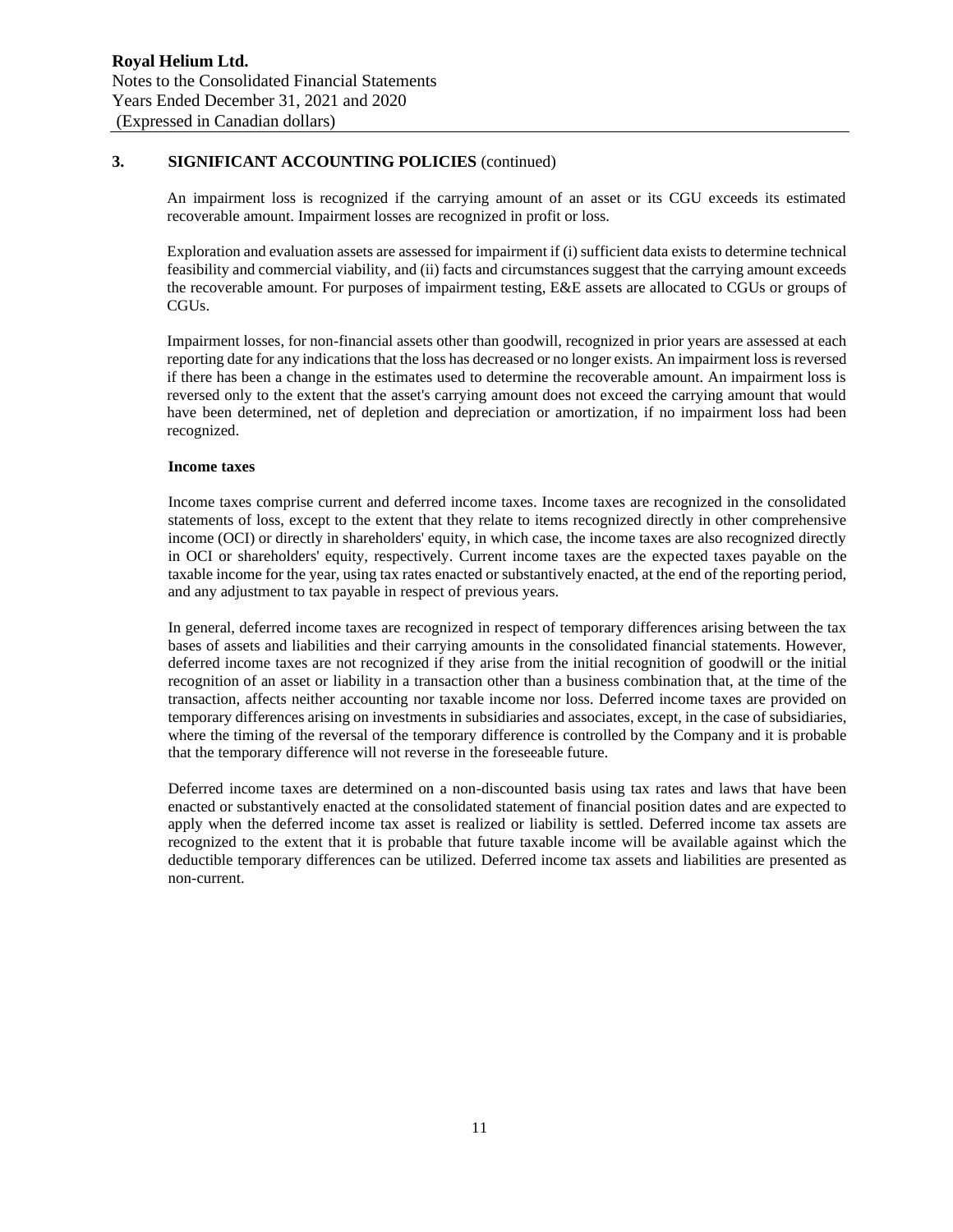## 3. SIGNIFICANT ACCOUNTING POLICIES (continued)

An impairment loss is recognized if the carrying amount of an asset or its CGU exceeds its estimated recoverable amount. Impairment losses are recognized in profit or loss.

Exploration and evaluation assets are assessed for impairment if (i) sufficient data exists to determine technical feasibility and commercial viability, and (ii) facts and circumstances suggest that the carrying amount exceeds the recoverable amount. For purposes of impairment testing, E&E assets are allocated to CGUs or groups of CGUs.

Impairment losses, for non-financial assets other than goodwill, recognized in prior years are assessed at each reporting date for any indications that the loss has decreased or no longer exists. An impairment loss is reversed if there has been a change in the estimates used to determine the recoverable amount. An impairment loss is reversed only to the extent that the asset's carrying amount does not exceed the carrying amount that would have been determined, net of depletion and depreciation or amortization, if no impairment loss had been recognized.

**Income taxes**

Income taxes comprise current and deferred income taxes. Income taxes are recognized in the consolidated statements of loss, except to the extent that they relate to items recognized directly in other comprehensive income (OCI) or directly in shareholders' equity, in which case, the income taxes are also recognized directly in OCI or shareholders' equity, respectively. Current income taxes are the expected taxes payable on the taxable income for the year, using tax rates enacted or substantively enacted, at the end of the reporting period, and any adjustment to tax payable in respect of previous years.

In general, deferred income taxes are recognized in respect of temporary differences arising between the tax bases of assets and liabilities and their carrying amounts in the consolidated financial statements. However, deferred income taxes are not recognized if they arise from the initial recognition of goodwill or the initial recognition of an asset or liability in a transaction other than a business combination that, at the time of the transaction, affects neither accounting nor taxable income nor loss. Deferred income taxes are provided on temporary differences arising on investments in subsidiaries and associates, except, in the case of subsidiaries, where the timing of the reversal of the temporary difference is controlled by the Company and it is probable that the temporary difference will not reverse in the foreseeable future.

Deferred income taxes are determined on a non-discounted basis using tax rates and laws that have been enacted or substantively enacted at the consolidated statement of financial position dates and are expected to apply when the deferred income tax asset is realized or liability is settled. Deferred income tax assets are recognized to the extent that it is probable that future taxable income will be available against which the deductible temporary differences can be utilized. Deferred income tax assets and liabilities are presented as non-current.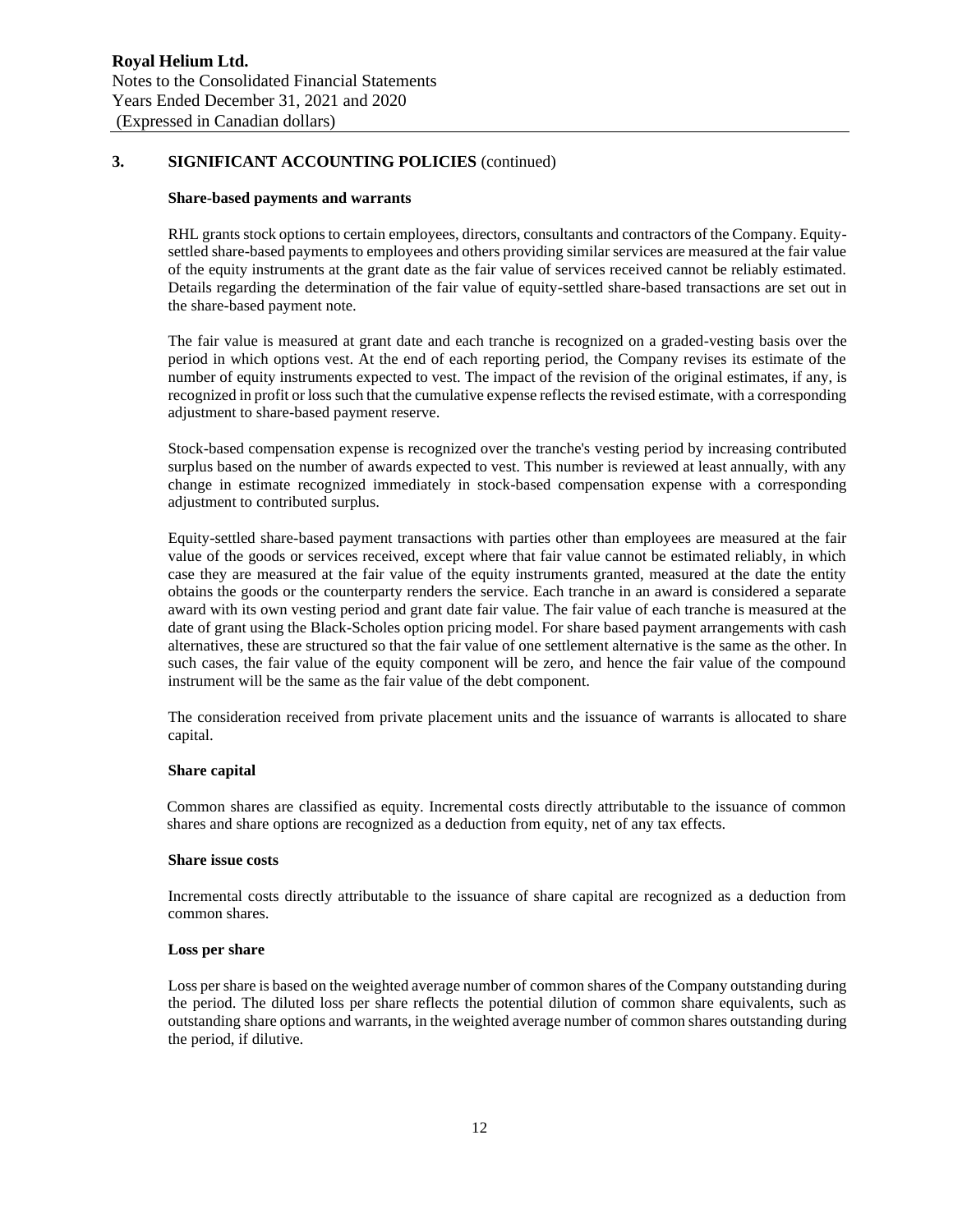## 3. SIGNIFICANT ACCOUNTING POLICIES (continued)

### Share-based payments and warrants

RHL grants stock options to certain employees, directors, consultants and contractors of the Company. Equity-settled share-based payments to employees and others providing similar services are measured at the fair value of the equity instruments at the grant date as the fair value of services received cannot be reliably estimated. Details regarding the determination of the fair value of equity-settled share-based transactions are set out in the share-based payment note.

The fair value is measured at grant date and each tranche is recognized on a graded-vesting basis over the period in which options vest. At the end of each reporting period, the Company revises its estimate of the number of equity instruments expected to vest. The impact of the revision of the original estimates, if any, is recognized in profit or loss such that the cumulative expense reflects the revised estimate, with a corresponding adjustment to share-based payment reserve.

Stock-based compensation expense is recognized over the tranche's vesting period by increasing contributed surplus based on the number of awards expected to vest. This number is reviewed at least annually, with any change in estimate recognized immediately in stock-based compensation expense with a corresponding adjustment to contributed surplus.

Equity-settled share-based payment transactions with parties other than employees are measured at the fair value of the goods or services received, except where that fair value cannot be estimated reliably, in which case they are measured at the fair value of the equity instruments granted, measured at the date the entity obtains the goods or the counterparty renders the service. Each tranche in an award is considered a separate award with its own vesting period and grant date fair value. The fair value of each tranche is measured at the date of grant using the Black-Scholes option pricing model. For share based payment arrangements with cash alternatives, these are structured so that the fair value of one settlement alternative is the same as the other. In such cases, the fair value of the equity component will be zero, and hence the fair value of the compound instrument will be the same as the fair value of the debt component.

The consideration received from private placement units and the issuance of warrants is allocated to share capital.

### Share capital

Common shares are classified as equity. Incremental costs directly attributable to the issuance of common shares and share options are recognized as a deduction from equity, net of any tax effects.

### Share issue costs

Incremental costs directly attributable to the issuance of share capital are recognized as a deduction from common shares.

### Loss per share

Loss per share is based on the weighted average number of common shares of the Company outstanding during the period. The diluted loss per share reflects the potential dilution of common share equivalents, such as outstanding share options and warrants, in the weighted average number of common shares outstanding during the period, if dilutive.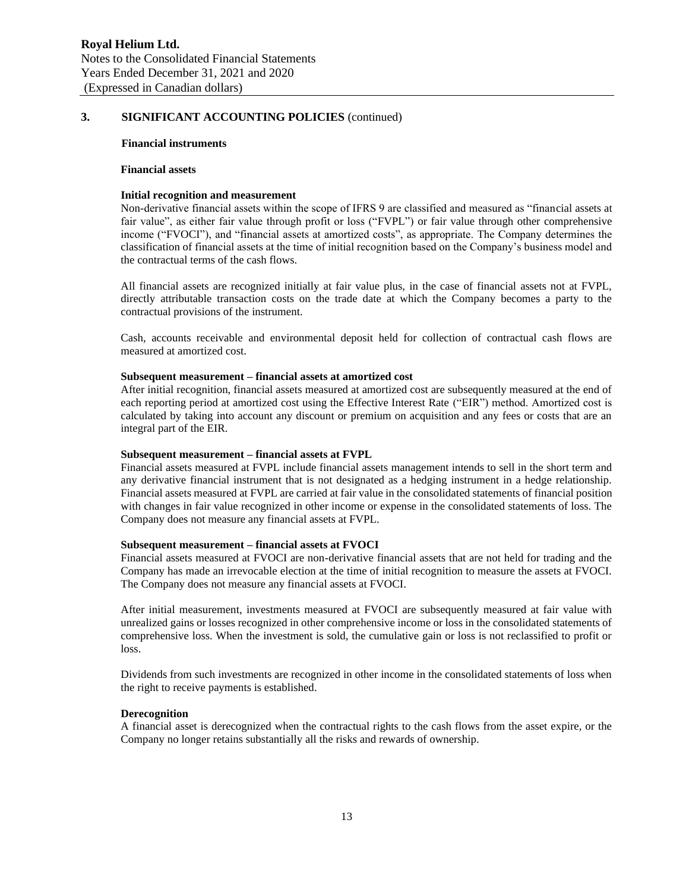## 3. SIGNIFICANT ACCOUNTING POLICIES (continued)

### Financial instruments

#### Financial assets

**Initial recognition and measurement**

Non-derivative financial assets within the scope of IFRS 9 are classified and measured as "financial assets at fair value", as either fair value through profit or loss ("FVPL") or fair value through other comprehensive income ("FVOCI"), and "financial assets at amortized costs", as appropriate. The Company determines the classification of financial assets at the time of initial recognition based on the Company's business model and the contractual terms of the cash flows.

All financial assets are recognized initially at fair value plus, in the case of financial assets not at FVPL, directly attributable transaction costs on the trade date at which the Company becomes a party to the contractual provisions of the instrument.

Cash, accounts receivable and environmental deposit held for collection of contractual cash flows are measured at amortized cost.

**Subsequent measurement – financial assets at amortized cost**

After initial recognition, financial assets measured at amortized cost are subsequently measured at the end of each reporting period at amortized cost using the Effective Interest Rate ("EIR") method. Amortized cost is calculated by taking into account any discount or premium on acquisition and any fees or costs that are an integral part of the EIR.

**Subsequent measurement – financial assets at FVPL**

Financial assets measured at FVPL include financial assets management intends to sell in the short term and any derivative financial instrument that is not designated as a hedging instrument in a hedge relationship. Financial assets measured at FVPL are carried at fair value in the consolidated statements of financial position with changes in fair value recognized in other income or expense in the consolidated statements of loss. The Company does not measure any financial assets at FVPL.

**Subsequent measurement – financial assets at FVOCI**

Financial assets measured at FVOCI are non-derivative financial assets that are not held for trading and the Company has made an irrevocable election at the time of initial recognition to measure the assets at FVOCI. The Company does not measure any financial assets at FVOCI.

After initial measurement, investments measured at FVOCI are subsequently measured at fair value with unrealized gains or losses recognized in other comprehensive income or loss in the consolidated statements of comprehensive loss. When the investment is sold, the cumulative gain or loss is not reclassified to profit or loss.

Dividends from such investments are recognized in other income in the consolidated statements of loss when the right to receive payments is established.

**Derecognition**

A financial asset is derecognized when the contractual rights to the cash flows from the asset expire, or the Company no longer retains substantially all the risks and rewards of ownership.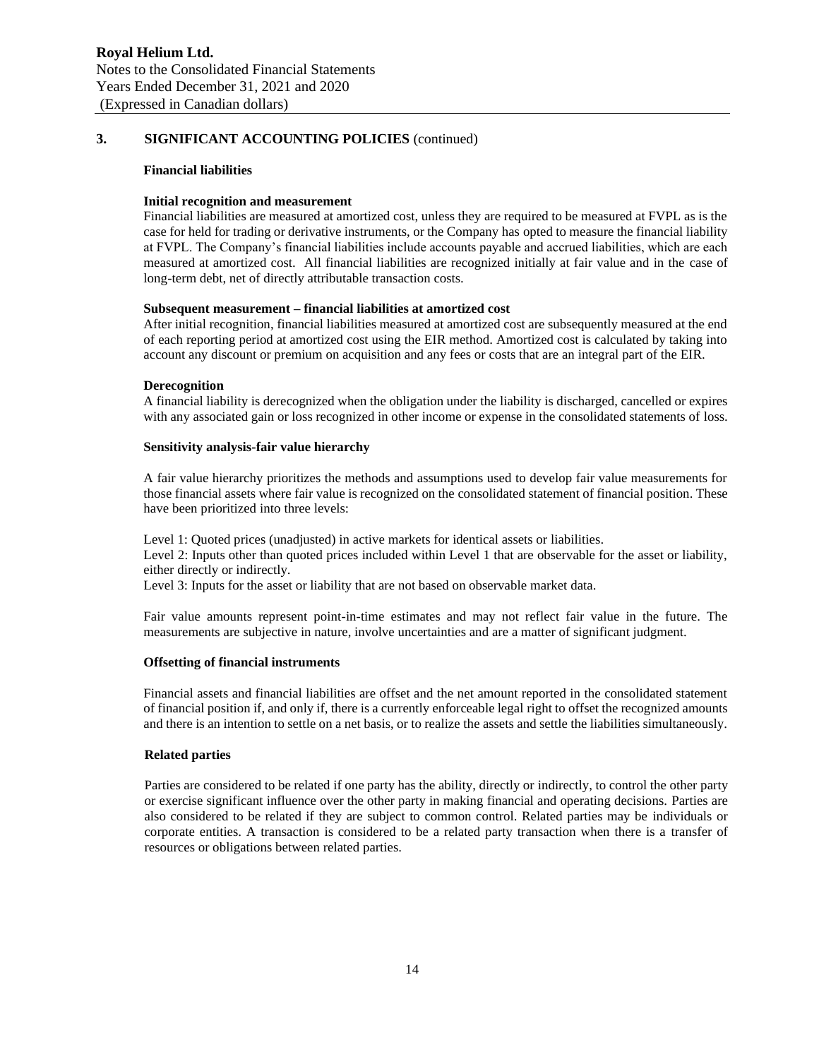## 3. SIGNIFICANT ACCOUNTING POLICIES (continued)

### Financial liabilities

#### Initial recognition and measurement

Financial liabilities are measured at amortized cost, unless they are required to be measured at FVPL as is the case for held for trading or derivative instruments, or the Company has opted to measure the financial liability at FVPL. The Company's financial liabilities include accounts payable and accrued liabilities, which are each measured at amortized cost. All financial liabilities are recognized initially at fair value and in the case of long-term debt, net of directly attributable transaction costs.

#### Subsequent measurement – financial liabilities at amortized cost

After initial recognition, financial liabilities measured at amortized cost are subsequently measured at the end of each reporting period at amortized cost using the EIR method. Amortized cost is calculated by taking into account any discount or premium on acquisition and any fees or costs that are an integral part of the EIR.

#### Derecognition

A financial liability is derecognized when the obligation under the liability is discharged, cancelled or expires with any associated gain or loss recognized in other income or expense in the consolidated statements of loss.

#### Sensitivity analysis-fair value hierarchy

A fair value hierarchy prioritizes the methods and assumptions used to develop fair value measurements for those financial assets where fair value is recognized on the consolidated statement of financial position. These have been prioritized into three levels:

Level 1: Quoted prices (unadjusted) in active markets for identical assets or liabilities.
Level 2: Inputs other than quoted prices included within Level 1 that are observable for the asset or liability, either directly or indirectly.
Level 3: Inputs for the asset or liability that are not based on observable market data.

Fair value amounts represent point-in-time estimates and may not reflect fair value in the future. The measurements are subjective in nature, involve uncertainties and are a matter of significant judgment.

#### Offsetting of financial instruments

Financial assets and financial liabilities are offset and the net amount reported in the consolidated statement of financial position if, and only if, there is a currently enforceable legal right to offset the recognized amounts and there is an intention to settle on a net basis, or to realize the assets and settle the liabilities simultaneously.

#### Related parties

Parties are considered to be related if one party has the ability, directly or indirectly, to control the other party or exercise significant influence over the other party in making financial and operating decisions. Parties are also considered to be related if they are subject to common control. Related parties may be individuals or corporate entities. A transaction is considered to be a related party transaction when there is a transfer of resources or obligations between related parties.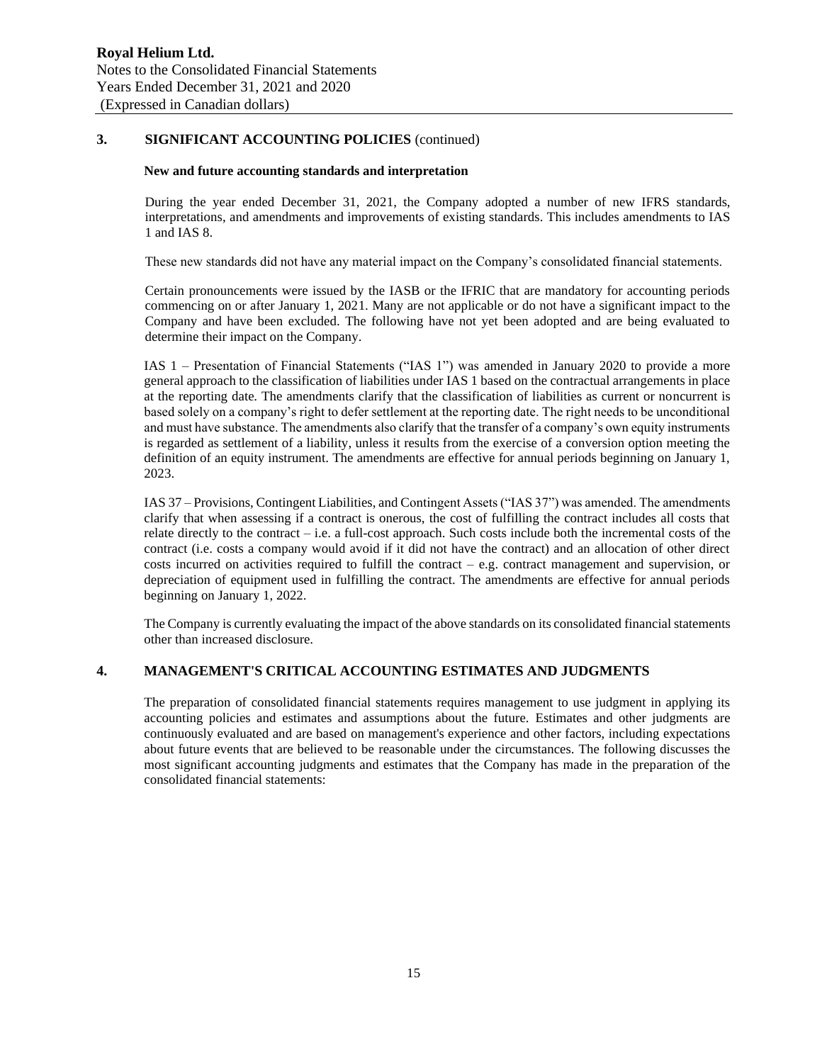## 3. SIGNIFICANT ACCOUNTING POLICIES (continued)

### New and future accounting standards and interpretation

During the year ended December 31, 2021, the Company adopted a number of new IFRS standards, interpretations, and amendments and improvements of existing standards. This includes amendments to IAS 1 and IAS 8.

These new standards did not have any material impact on the Company's consolidated financial statements.

Certain pronouncements were issued by the IASB or the IFRIC that are mandatory for accounting periods commencing on or after January 1, 2021. Many are not applicable or do not have a significant impact to the Company and have been excluded. The following have not yet been adopted and are being evaluated to determine their impact on the Company.

IAS 1 – Presentation of Financial Statements ("IAS 1") was amended in January 2020 to provide a more general approach to the classification of liabilities under IAS 1 based on the contractual arrangements in place at the reporting date. The amendments clarify that the classification of liabilities as current or noncurrent is based solely on a company's right to defer settlement at the reporting date. The right needs to be unconditional and must have substance. The amendments also clarify that the transfer of a company's own equity instruments is regarded as settlement of a liability, unless it results from the exercise of a conversion option meeting the definition of an equity instrument. The amendments are effective for annual periods beginning on January 1, 2023.

IAS 37 – Provisions, Contingent Liabilities, and Contingent Assets ("IAS 37") was amended. The amendments clarify that when assessing if a contract is onerous, the cost of fulfilling the contract includes all costs that relate directly to the contract – i.e. a full-cost approach. Such costs include both the incremental costs of the contract (i.e. costs a company would avoid if it did not have the contract) and an allocation of other direct costs incurred on activities required to fulfill the contract – e.g. contract management and supervision, or depreciation of equipment used in fulfilling the contract. The amendments are effective for annual periods beginning on January 1, 2022.

The Company is currently evaluating the impact of the above standards on its consolidated financial statements other than increased disclosure.

## 4. MANAGEMENT'S CRITICAL ACCOUNTING ESTIMATES AND JUDGMENTS

The preparation of consolidated financial statements requires management to use judgment in applying its accounting policies and estimates and assumptions about the future. Estimates and other judgments are continuously evaluated and are based on management's experience and other factors, including expectations about future events that are believed to be reasonable under the circumstances. The following discusses the most significant accounting judgments and estimates that the Company has made in the preparation of the consolidated financial statements: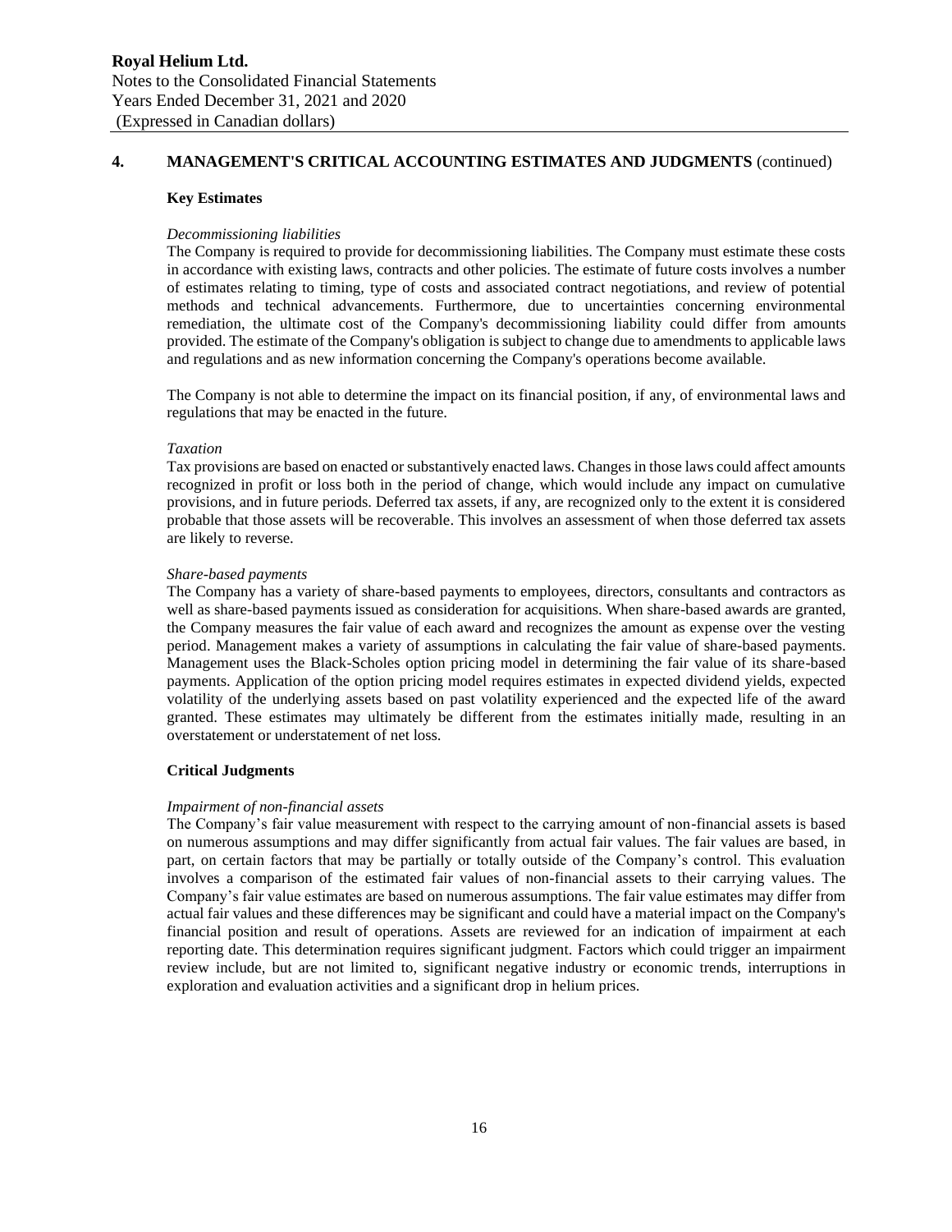## 4. MANAGEMENT'S CRITICAL ACCOUNTING ESTIMATES AND JUDGMENTS (continued)

### Key Estimates

*Decommissioning liabilities*

The Company is required to provide for decommissioning liabilities. The Company must estimate these costs in accordance with existing laws, contracts and other policies. The estimate of future costs involves a number of estimates relating to timing, type of costs and associated contract negotiations, and review of potential methods and technical advancements. Furthermore, due to uncertainties concerning environmental remediation, the ultimate cost of the Company's decommissioning liability could differ from amounts provided. The estimate of the Company's obligation is subject to change due to amendments to applicable laws and regulations and as new information concerning the Company's operations become available.

The Company is not able to determine the impact on its financial position, if any, of environmental laws and regulations that may be enacted in the future.

*Taxation*

Tax provisions are based on enacted or substantively enacted laws. Changes in those laws could affect amounts recognized in profit or loss both in the period of change, which would include any impact on cumulative provisions, and in future periods. Deferred tax assets, if any, are recognized only to the extent it is considered probable that those assets will be recoverable. This involves an assessment of when those deferred tax assets are likely to reverse.

*Share-based payments*

The Company has a variety of share-based payments to employees, directors, consultants and contractors as well as share-based payments issued as consideration for acquisitions. When share-based awards are granted, the Company measures the fair value of each award and recognizes the amount as expense over the vesting period. Management makes a variety of assumptions in calculating the fair value of share-based payments. Management uses the Black-Scholes option pricing model in determining the fair value of its share-based payments. Application of the option pricing model requires estimates in expected dividend yields, expected volatility of the underlying assets based on past volatility experienced and the expected life of the award granted. These estimates may ultimately be different from the estimates initially made, resulting in an overstatement or understatement of net loss.

### Critical Judgments

*Impairment of non-financial assets*

The Company's fair value measurement with respect to the carrying amount of non-financial assets is based on numerous assumptions and may differ significantly from actual fair values. The fair values are based, in part, on certain factors that may be partially or totally outside of the Company's control. This evaluation involves a comparison of the estimated fair values of non-financial assets to their carrying values. The Company's fair value estimates are based on numerous assumptions. The fair value estimates may differ from actual fair values and these differences may be significant and could have a material impact on the Company's financial position and result of operations. Assets are reviewed for an indication of impairment at each reporting date. This determination requires significant judgment. Factors which could trigger an impairment review include, but are not limited to, significant negative industry or economic trends, interruptions in exploration and evaluation activities and a significant drop in helium prices.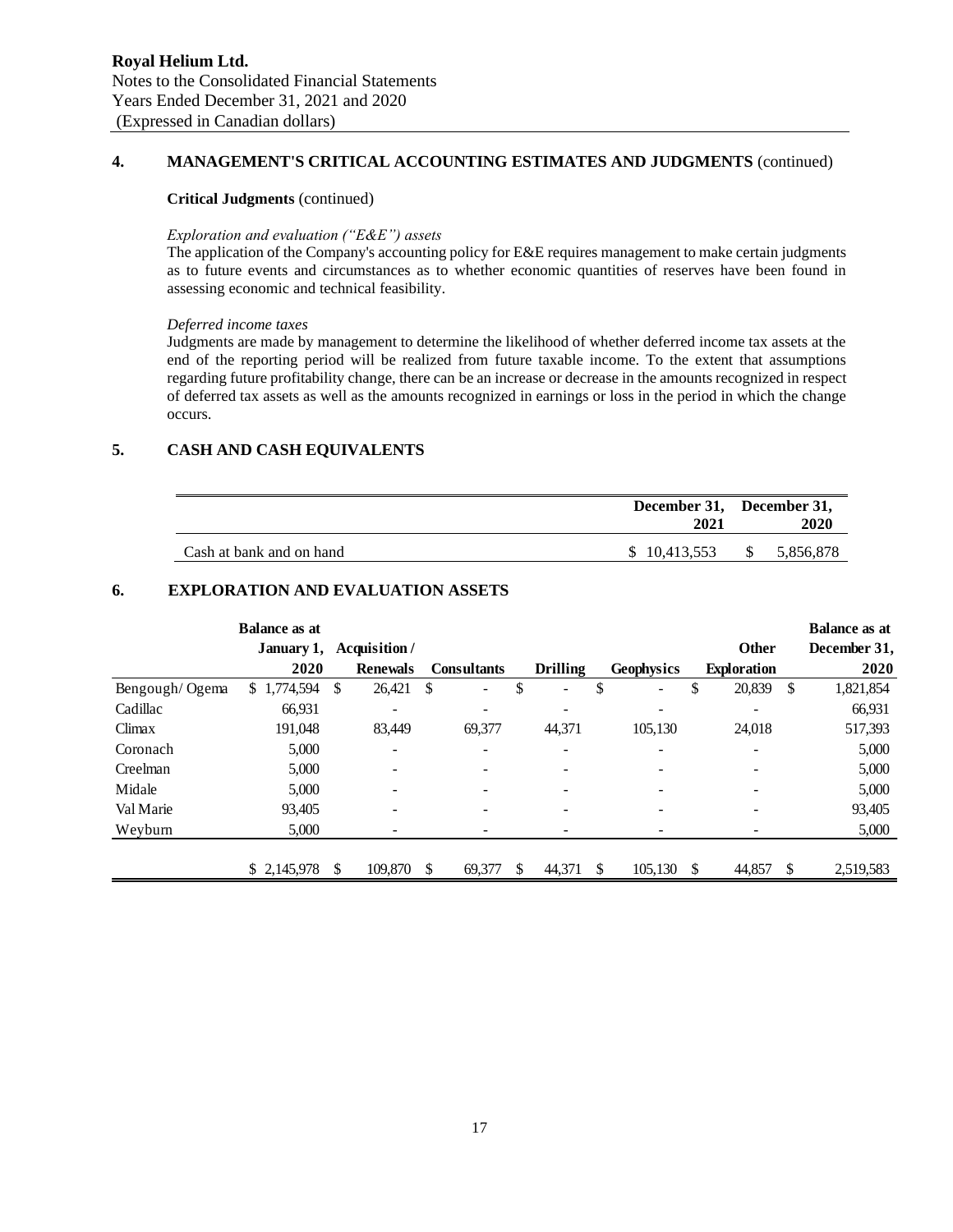**Royal Helium Ltd.**
Notes to the Consolidated Financial Statements
Years Ended December 31, 2021 and 2020
(Expressed in Canadian dollars)

## 4. MANAGEMENT'S CRITICAL ACCOUNTING ESTIMATES AND JUDGMENTS (continued)

**Critical Judgments** (continued)

*Exploration and evaluation ("E&E") assets*

The application of the Company's accounting policy for E&E requires management to make certain judgments as to future events and circumstances as to whether economic quantities of reserves have been found in assessing economic and technical feasibility.

*Deferred income taxes*

Judgments are made by management to determine the likelihood of whether deferred income tax assets at the end of the reporting period will be realized from future taxable income. To the extent that assumptions regarding future profitability change, there can be an increase or decrease in the amounts recognized in respect of deferred tax assets as well as the amounts recognized in earnings or loss in the period in which the change occurs.

## 5. CASH AND CASH EQUIVALENTS

| | December 31, 2021 | December 31, 2020 |
|---|---|---|
| Cash at bank and on hand | $ 10,413,553 | $ 5,856,878 |

## 6. EXPLORATION AND EVALUATION ASSETS

| | Balance as at January 1, 2020 | Acquisition / Renewals | Consultants | Drilling | Geophysics | Other Exploration | Balance as at December 31, 2020 |
|---|---|---|---|---|---|---|---|
| Bengough/ Ogema | $ 1,774,594 | $ 26,421 | $ - | $ - | $ - | $ 20,839 | $ 1,821,854 |
| Cadillac | 66,931 | - | - | - | - | - | 66,931 |
| Climax | 191,048 | 83,449 | 69,377 | 44,371 | 105,130 | 24,018 | 517,393 |
| Coronach | 5,000 | - | - | - | - | - | 5,000 |
| Creelman | 5,000 | - | - | - | - | - | 5,000 |
| Midale | 5,000 | - | - | - | - | - | 5,000 |
| Val Marie | 93,405 | - | - | - | - | - | 93,405 |
| Weyburn | 5,000 | - | - | - | - | - | 5,000 |
| | $ 2,145,978 | $ 109,870 | $ 69,377 | $ 44,371 | $ 105,130 | $ 44,857 | $ 2,519,583 |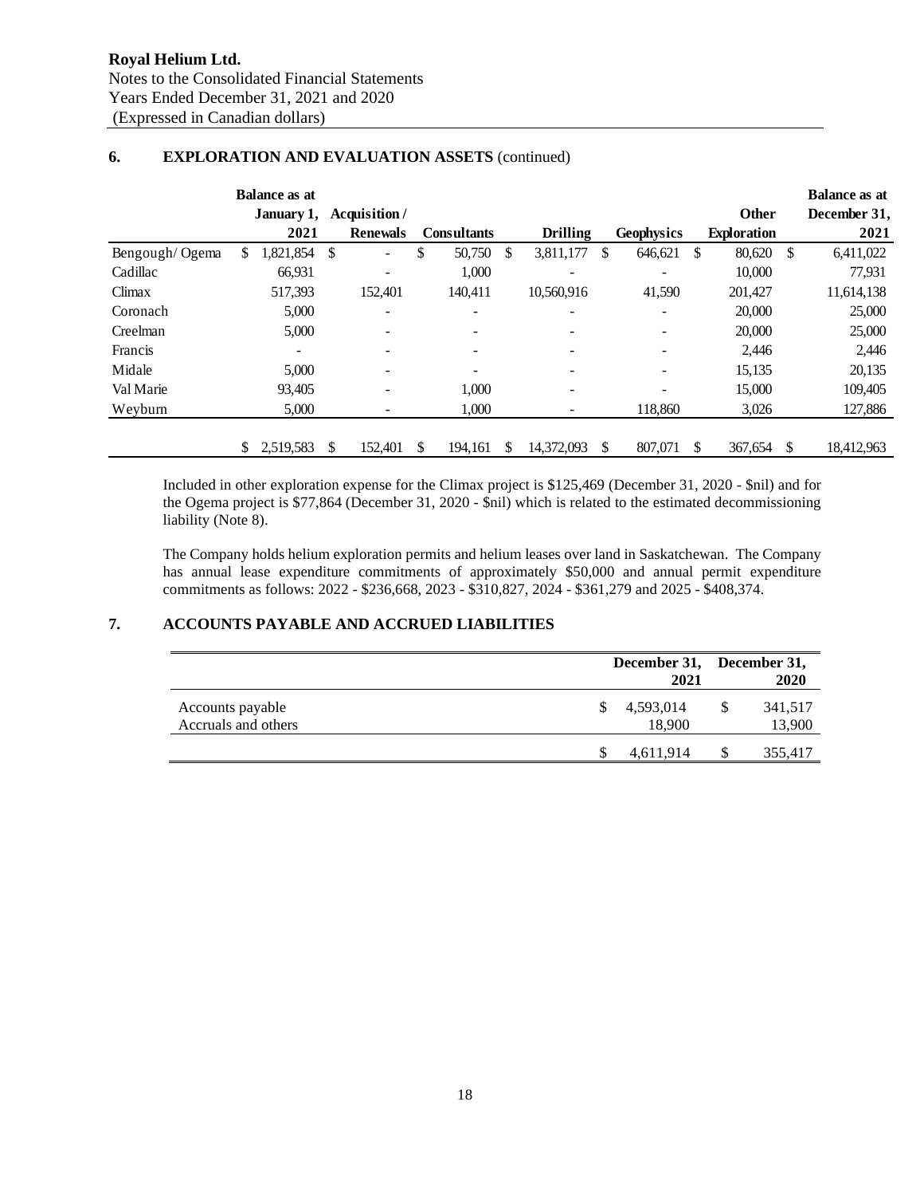## 6. EXPLORATION AND EVALUATION ASSETS (continued)

| | Balance as at January 1, 2021 | Acquisition / Renewals | Consultants | Drilling | Geophysics | Other Exploration | Balance as at December 31, 2021 |
|---|---|---|---|---|---|---|---|
| Bengough/ Ogema | $ 1,821,854 | $ - | $ 50,750 | $ 3,811,177 | $ 646,621 | $ 80,620 | $ 6,411,022 |
| Cadillac | 66,931 | - | 1,000 | - | - | 10,000 | 77,931 |
| Climax | 517,393 | 152,401 | 140,411 | 10,560,916 | 41,590 | 201,427 | 11,614,138 |
| Coronach | 5,000 | - | - | - | - | 20,000 | 25,000 |
| Creelman | 5,000 | - | - | - | - | 20,000 | 25,000 |
| Francis | - | - | - | - | - | 2,446 | 2,446 |
| Midale | 5,000 | - | - | - | - | 15,135 | 20,135 |
| Val Marie | 93,405 | - | 1,000 | - | - | 15,000 | 109,405 |
| Weyburn | 5,000 | - | 1,000 | - | 118,860 | 3,026 | 127,886 |
| | $ 2,519,583 | $ 152,401 | $ 194,161 | $ 14,372,093 | $ 807,071 | $ 367,654 | $ 18,412,963 |

Included in other exploration expense for the Climax project is $125,469 (December 31, 2020 - $nil) and for the Ogema project is $77,864 (December 31, 2020 - $nil) which is related to the estimated decommissioning liability (Note 8).

The Company holds helium exploration permits and helium leases over land in Saskatchewan. The Company has annual lease expenditure commitments of approximately $50,000 and annual permit expenditure commitments as follows: 2022 - $236,668, 2023 - $310,827, 2024 - $361,279 and 2025 - $408,374.

## 7. ACCOUNTS PAYABLE AND ACCRUED LIABILITIES

| | December 31, 2021 | December 31, 2020 |
|---|---|---|
| Accounts payable | $ 4,593,014 | $ 341,517 |
| Accruals and others | 18,900 | 13,900 |
| | $ 4,611,914 | $ 355,417 |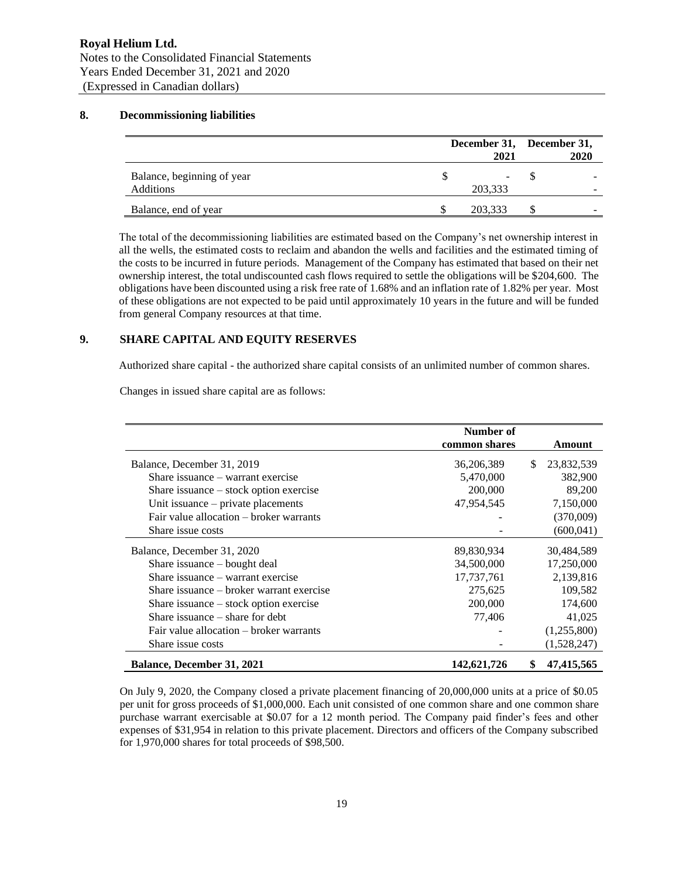## 8. Decommissioning liabilities

| | December 31, 2021 | December 31, 2020 |
|---|---|---|
| Balance, beginning of year | $ - | $ - |
| Additions | 203,333 | - |
| Balance, end of year | $ 203,333 | $ - |

The total of the decommissioning liabilities are estimated based on the Company's net ownership interest in all the wells, the estimated costs to reclaim and abandon the wells and facilities and the estimated timing of the costs to be incurred in future periods. Management of the Company has estimated that based on their net ownership interest, the total undiscounted cash flows required to settle the obligations will be $204,600. The obligations have been discounted using a risk free rate of 1.68% and an inflation rate of 1.82% per year. Most of these obligations are not expected to be paid until approximately 10 years in the future and will be funded from general Company resources at that time.

## 9. SHARE CAPITAL AND EQUITY RESERVES

Authorized share capital - the authorized share capital consists of an unlimited number of common shares.

Changes in issued share capital are as follows:

| | Number of common shares | Amount |
|---|---|---|
| Balance, December 31, 2019 | 36,206,389 | $ 23,832,539 |
| Share issuance – warrant exercise | 5,470,000 | 382,900 |
| Share issuance – stock option exercise | 200,000 | 89,200 |
| Unit issuance – private placements | 47,954,545 | 7,150,000 |
| Fair value allocation – broker warrants | - | (370,009) |
| Share issue costs | - | (600,041) |
| Balance, December 31, 2020 | 89,830,934 | 30,484,589 |
| Share issuance – bought deal | 34,500,000 | 17,250,000 |
| Share issuance – warrant exercise | 17,737,761 | 2,139,816 |
| Share issuance – broker warrant exercise | 275,625 | 109,582 |
| Share issuance – stock option exercise | 200,000 | 174,600 |
| Share issuance – share for debt | 77,406 | 41,025 |
| Fair value allocation – broker warrants | - | (1,255,800) |
| Share issue costs | - | (1,528,247) |
| **Balance, December 31, 2021** | **142,621,726** | **$ 47,415,565** |

On July 9, 2020, the Company closed a private placement financing of 20,000,000 units at a price of $0.05 per unit for gross proceeds of $1,000,000. Each unit consisted of one common share and one common share purchase warrant exercisable at $0.07 for a 12 month period. The Company paid finder's fees and other expenses of $31,954 in relation to this private placement. Directors and officers of the Company subscribed for 1,970,000 shares for total proceeds of $98,500.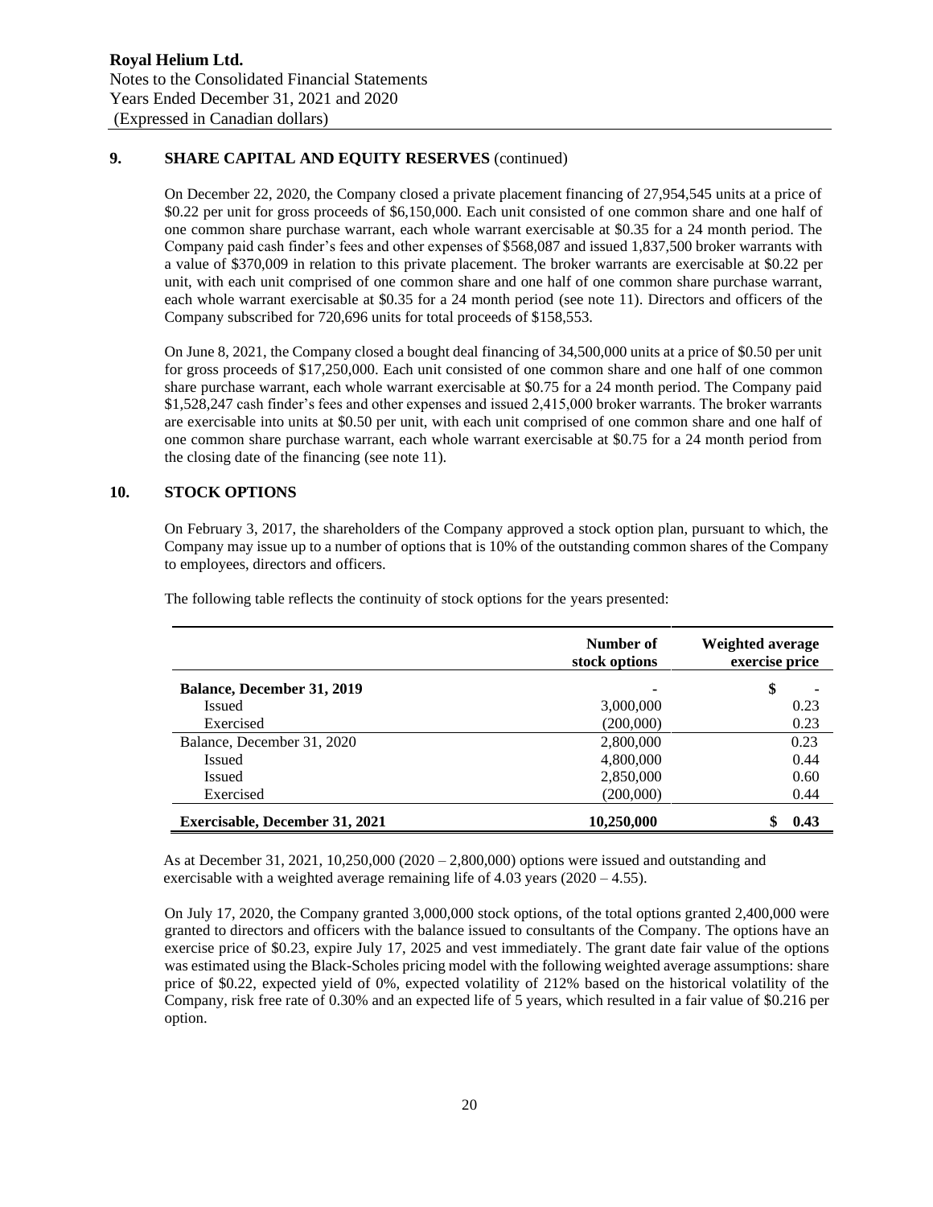## 9. SHARE CAPITAL AND EQUITY RESERVES (continued)

On December 22, 2020, the Company closed a private placement financing of 27,954,545 units at a price of \$0.22 per unit for gross proceeds of \$6,150,000. Each unit consisted of one common share and one half of one common share purchase warrant, each whole warrant exercisable at \$0.35 for a 24 month period. The Company paid cash finder's fees and other expenses of \$568,087 and issued 1,837,500 broker warrants with a value of \$370,009 in relation to this private placement. The broker warrants are exercisable at \$0.22 per unit, with each unit comprised of one common share and one half of one common share purchase warrant, each whole warrant exercisable at \$0.35 for a 24 month period (see note 11). Directors and officers of the Company subscribed for 720,696 units for total proceeds of \$158,553.

On June 8, 2021, the Company closed a bought deal financing of 34,500,000 units at a price of \$0.50 per unit for gross proceeds of \$17,250,000. Each unit consisted of one common share and one half of one common share purchase warrant, each whole warrant exercisable at \$0.75 for a 24 month period. The Company paid \$1,528,247 cash finder's fees and other expenses and issued 2,415,000 broker warrants. The broker warrants are exercisable into units at \$0.50 per unit, with each unit comprised of one common share and one half of one common share purchase warrant, each whole warrant exercisable at \$0.75 for a 24 month period from the closing date of the financing (see note 11).

## 10. STOCK OPTIONS

On February 3, 2017, the shareholders of the Company approved a stock option plan, pursuant to which, the Company may issue up to a number of options that is 10% of the outstanding common shares of the Company to employees, directors and officers.

The following table reflects the continuity of stock options for the years presented:

| | Number of stock options | Weighted average exercise price |
|---|---|---|
| **Balance, December 31, 2019** | - | \$ - |
| Issued | 3,000,000 | 0.23 |
| Exercised | (200,000) | 0.23 |
| Balance, December 31, 2020 | 2,800,000 | 0.23 |
| Issued | 4,800,000 | 0.44 |
| Issued | 2,850,000 | 0.60 |
| Exercised | (200,000) | 0.44 |
| **Exercisable, December 31, 2021** | **10,250,000** | **\$ 0.43** |

As at December 31, 2021, 10,250,000 (2020 – 2,800,000) options were issued and outstanding and exercisable with a weighted average remaining life of 4.03 years (2020 – 4.55).

On July 17, 2020, the Company granted 3,000,000 stock options, of the total options granted 2,400,000 were granted to directors and officers with the balance issued to consultants of the Company. The options have an exercise price of \$0.23, expire July 17, 2025 and vest immediately. The grant date fair value of the options was estimated using the Black-Scholes pricing model with the following weighted average assumptions: share price of \$0.22, expected yield of 0%, expected volatility of 212% based on the historical volatility of the Company, risk free rate of 0.30% and an expected life of 5 years, which resulted in a fair value of \$0.216 per option.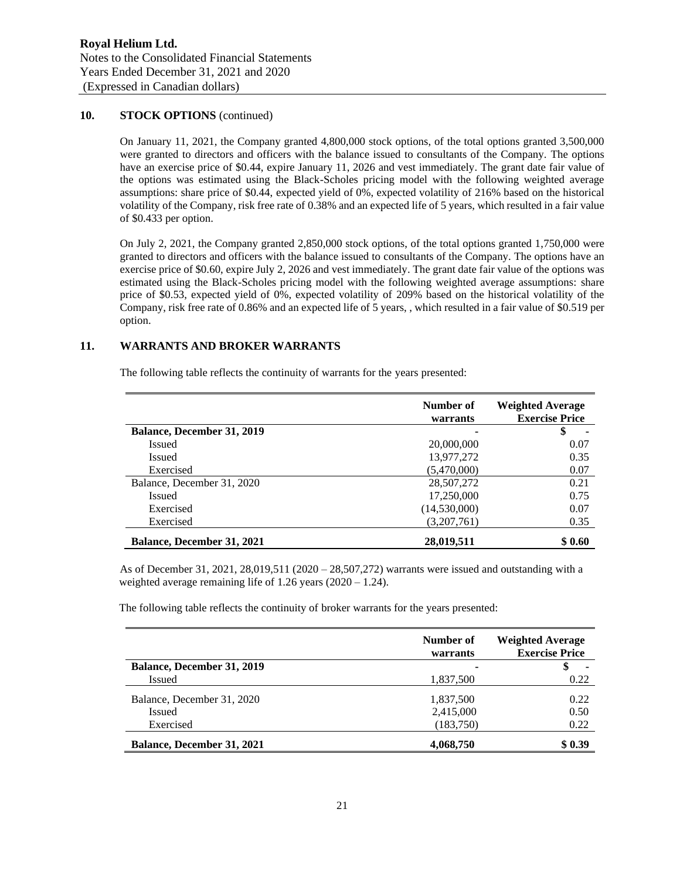## 10. STOCK OPTIONS (continued)

On January 11, 2021, the Company granted 4,800,000 stock options, of the total options granted 3,500,000 were granted to directors and officers with the balance issued to consultants of the Company. The options have an exercise price of $0.44, expire January 11, 2026 and vest immediately. The grant date fair value of the options was estimated using the Black-Scholes pricing model with the following weighted average assumptions: share price of $0.44, expected yield of 0%, expected volatility of 216% based on the historical volatility of the Company, risk free rate of 0.38% and an expected life of 5 years, which resulted in a fair value of $0.433 per option.

On July 2, 2021, the Company granted 2,850,000 stock options, of the total options granted 1,750,000 were granted to directors and officers with the balance issued to consultants of the Company. The options have an exercise price of $0.60, expire July 2, 2026 and vest immediately. The grant date fair value of the options was estimated using the Black-Scholes pricing model with the following weighted average assumptions: share price of $0.53, expected yield of 0%, expected volatility of 209% based on the historical volatility of the Company, risk free rate of 0.86% and an expected life of 5 years, , which resulted in a fair value of $0.519 per option.

## 11. WARRANTS AND BROKER WARRANTS

The following table reflects the continuity of warrants for the years presented:

| | Number of warrants | Weighted Average Exercise Price |
|---|---|---|
| **Balance, December 31, 2019** | - | $ - |
| Issued | 20,000,000 | 0.07 |
| Issued | 13,977,272 | 0.35 |
| Exercised | (5,470,000) | 0.07 |
| Balance, December 31, 2020 | 28,507,272 | 0.21 |
| Issued | 17,250,000 | 0.75 |
| Exercised | (14,530,000) | 0.07 |
| Exercised | (3,207,761) | 0.35 |
| **Balance, December 31, 2021** | **28,019,511** | **$ 0.60** |

As of December 31, 2021, 28,019,511 (2020 – 28,507,272) warrants were issued and outstanding with a weighted average remaining life of 1.26 years (2020 – 1.24).

The following table reflects the continuity of broker warrants for the years presented:

| | Number of warrants | Weighted Average Exercise Price |
|---|---|---|
| **Balance, December 31, 2019** | - | $ - |
| Issued | 1,837,500 | 0.22 |
| Balance, December 31, 2020 | 1,837,500 | 0.22 |
| Issued | 2,415,000 | 0.50 |
| Exercised | (183,750) | 0.22 |
| **Balance, December 31, 2021** | **4,068,750** | **$ 0.39** |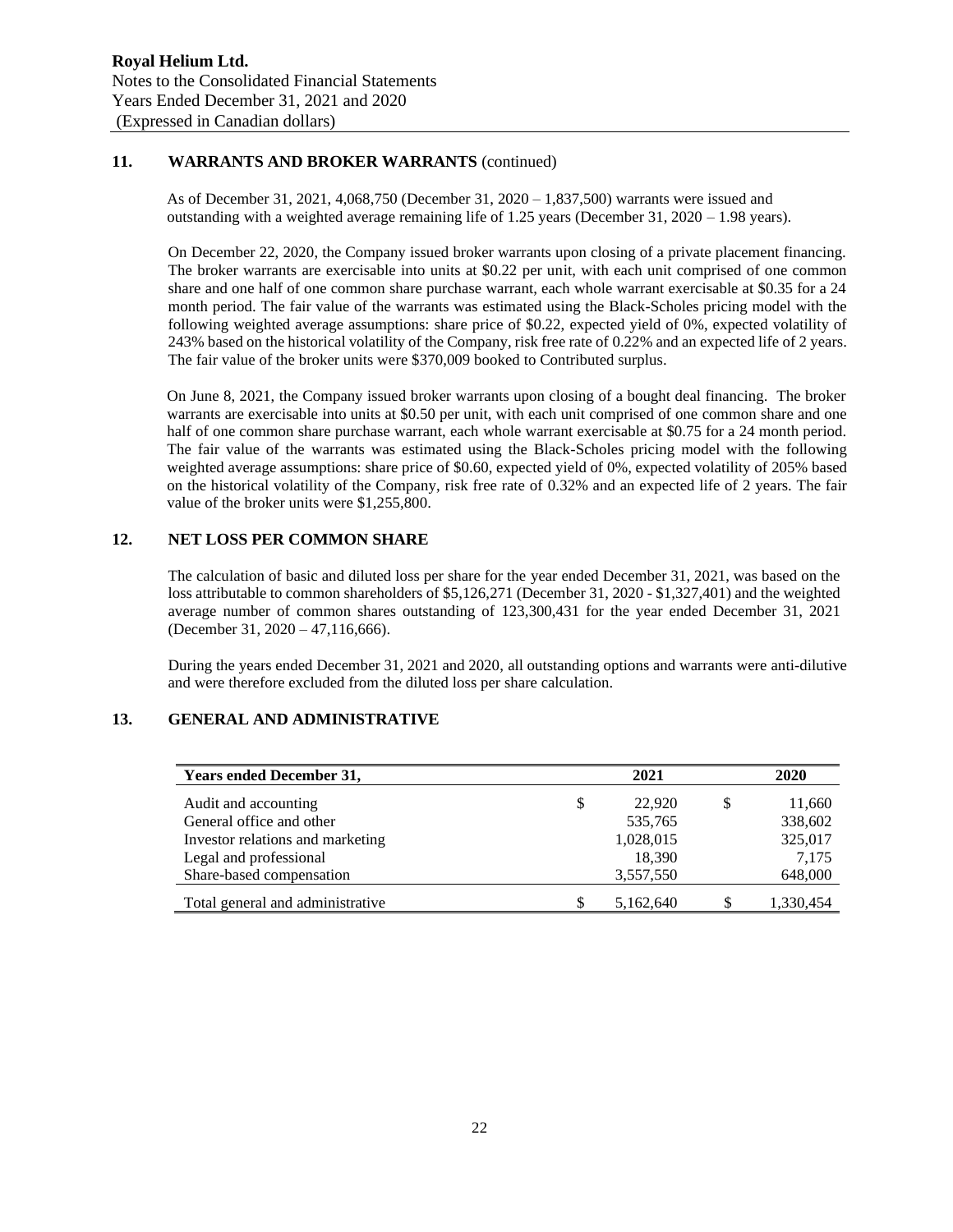## 11. WARRANTS AND BROKER WARRANTS (continued)

As of December 31, 2021, 4,068,750 (December 31, 2020 – 1,837,500) warrants were issued and outstanding with a weighted average remaining life of 1.25 years (December 31, 2020 – 1.98 years).

On December 22, 2020, the Company issued broker warrants upon closing of a private placement financing. The broker warrants are exercisable into units at $0.22 per unit, with each unit comprised of one common share and one half of one common share purchase warrant, each whole warrant exercisable at $0.35 for a 24 month period. The fair value of the warrants was estimated using the Black-Scholes pricing model with the following weighted average assumptions: share price of $0.22, expected yield of 0%, expected volatility of 243% based on the historical volatility of the Company, risk free rate of 0.22% and an expected life of 2 years. The fair value of the broker units were $370,009 booked to Contributed surplus.

On June 8, 2021, the Company issued broker warrants upon closing of a bought deal financing. The broker warrants are exercisable into units at $0.50 per unit, with each unit comprised of one common share and one half of one common share purchase warrant, each whole warrant exercisable at $0.75 for a 24 month period. The fair value of the warrants was estimated using the Black-Scholes pricing model with the following weighted average assumptions: share price of $0.60, expected yield of 0%, expected volatility of 205% based on the historical volatility of the Company, risk free rate of 0.32% and an expected life of 2 years. The fair value of the broker units were $1,255,800.

## 12. NET LOSS PER COMMON SHARE

The calculation of basic and diluted loss per share for the year ended December 31, 2021, was based on the loss attributable to common shareholders of $5,126,271 (December 31, 2020 - $1,327,401) and the weighted average number of common shares outstanding of 123,300,431 for the year ended December 31, 2021 (December 31, 2020 – 47,116,666).

During the years ended December 31, 2021 and 2020, all outstanding options and warrants were anti-dilutive and were therefore excluded from the diluted loss per share calculation.

## 13. GENERAL AND ADMINISTRATIVE

| Years ended December 31, | 2021 | 2020 |
|---|---|---|
| Audit and accounting | $ 22,920 | $ 11,660 |
| General office and other | 535,765 | 338,602 |
| Investor relations and marketing | 1,028,015 | 325,017 |
| Legal and professional | 18,390 | 7,175 |
| Share-based compensation | 3,557,550 | 648,000 |
| Total general and administrative | $ 5,162,640 | $ 1,330,454 |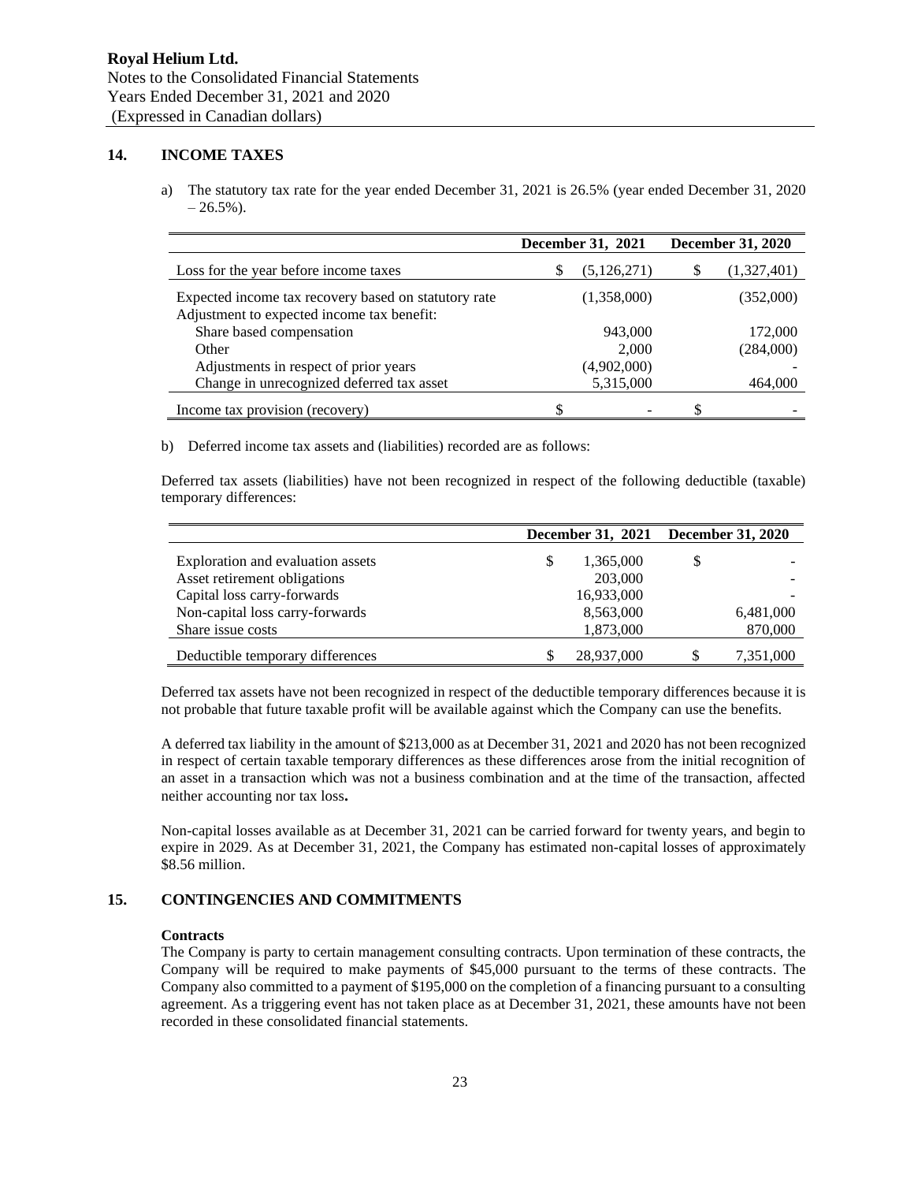## 14. INCOME TAXES

a) The statutory tax rate for the year ended December 31, 2021 is 26.5% (year ended December 31, 2020 – 26.5%).

| | December 31, 2021 | December 31, 2020 |
|---|---|---|
| Loss for the year before income taxes | $ (5,126,271) | $ (1,327,401) |
| Expected income tax recovery based on statutory rate | (1,358,000) | (352,000) |
| Adjustment to expected income tax benefit: | | |
| Share based compensation | 943,000 | 172,000 |
| Other | 2,000 | (284,000) |
| Adjustments in respect of prior years | (4,902,000) | - |
| Change in unrecognized deferred tax asset | 5,315,000 | 464,000 |
| Income tax provision (recovery) | $ - | $ - |

b) Deferred income tax assets and (liabilities) recorded are as follows:

Deferred tax assets (liabilities) have not been recognized in respect of the following deductible (taxable) temporary differences:

| | December 31, 2021 | December 31, 2020 |
|---|---|---|
| Exploration and evaluation assets | $ 1,365,000 | $ - |
| Asset retirement obligations | 203,000 | - |
| Capital loss carry-forwards | 16,933,000 | - |
| Non-capital loss carry-forwards | 8,563,000 | 6,481,000 |
| Share issue costs | 1,873,000 | 870,000 |
| Deductible temporary differences | $ 28,937,000 | $ 7,351,000 |

Deferred tax assets have not been recognized in respect of the deductible temporary differences because it is not probable that future taxable profit will be available against which the Company can use the benefits.

A deferred tax liability in the amount of $213,000 as at December 31, 2021 and 2020 has not been recognized in respect of certain taxable temporary differences as these differences arose from the initial recognition of an asset in a transaction which was not a business combination and at the time of the transaction, affected neither accounting nor tax loss**.**

Non-capital losses available as at December 31, 2021 can be carried forward for twenty years, and begin to expire in 2029. As at December 31, 2021, the Company has estimated non-capital losses of approximately $8.56 million.

## 15. CONTINGENCIES AND COMMITMENTS

**Contracts**

The Company is party to certain management consulting contracts. Upon termination of these contracts, the Company will be required to make payments of $45,000 pursuant to the terms of these contracts. The Company also committed to a payment of $195,000 on the completion of a financing pursuant to a consulting agreement. As a triggering event has not taken place as at December 31, 2021, these amounts have not been recorded in these consolidated financial statements.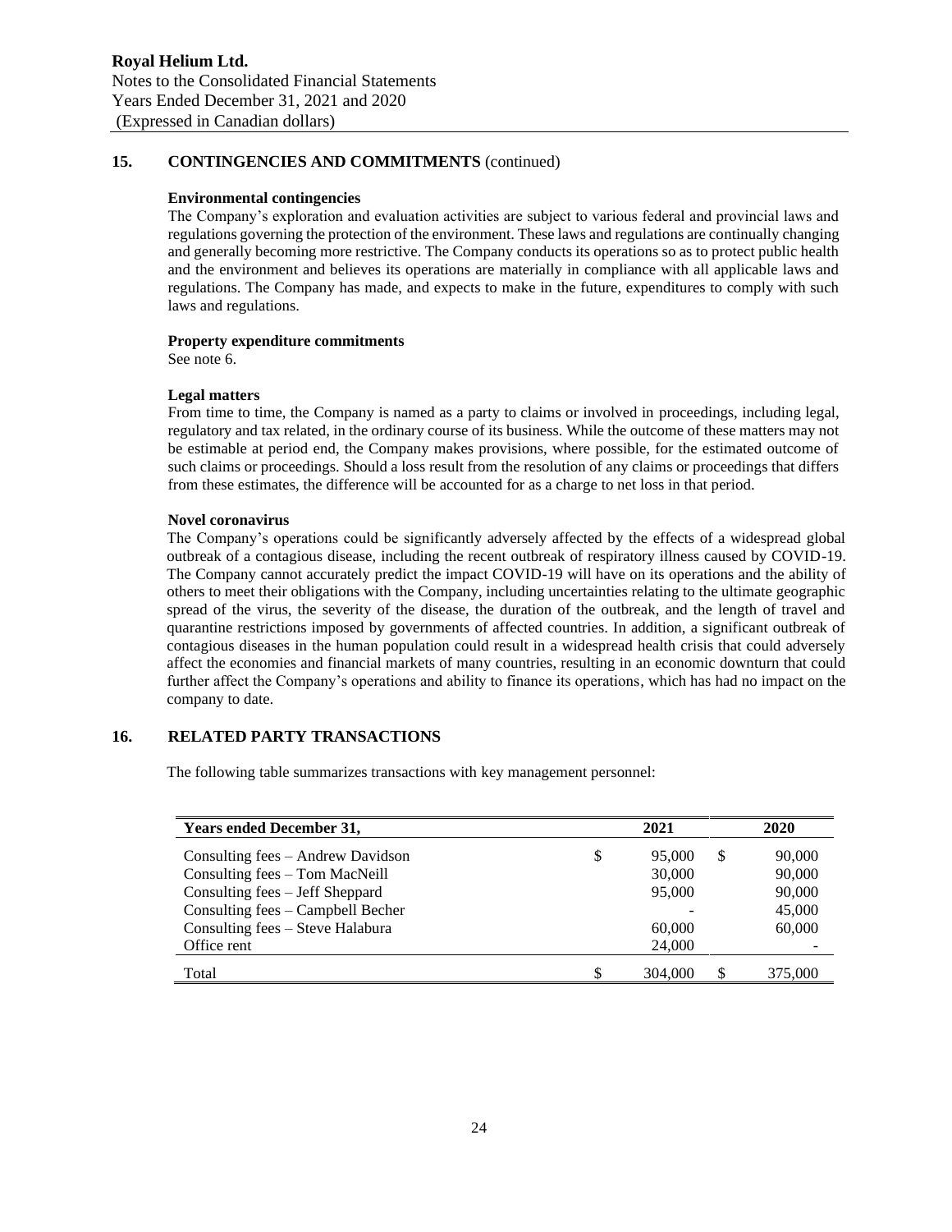## 15. CONTINGENCIES AND COMMITMENTS (continued)

**Environmental contingencies**

The Company's exploration and evaluation activities are subject to various federal and provincial laws and regulations governing the protection of the environment. These laws and regulations are continually changing and generally becoming more restrictive. The Company conducts its operations so as to protect public health and the environment and believes its operations are materially in compliance with all applicable laws and regulations. The Company has made, and expects to make in the future, expenditures to comply with such laws and regulations.

**Property expenditure commitments**

See note 6.

**Legal matters**

From time to time, the Company is named as a party to claims or involved in proceedings, including legal, regulatory and tax related, in the ordinary course of its business. While the outcome of these matters may not be estimable at period end, the Company makes provisions, where possible, for the estimated outcome of such claims or proceedings. Should a loss result from the resolution of any claims or proceedings that differs from these estimates, the difference will be accounted for as a charge to net loss in that period.

**Novel coronavirus**

The Company's operations could be significantly adversely affected by the effects of a widespread global outbreak of a contagious disease, including the recent outbreak of respiratory illness caused by COVID-19. The Company cannot accurately predict the impact COVID-19 will have on its operations and the ability of others to meet their obligations with the Company, including uncertainties relating to the ultimate geographic spread of the virus, the severity of the disease, the duration of the outbreak, and the length of travel and quarantine restrictions imposed by governments of affected countries. In addition, a significant outbreak of contagious diseases in the human population could result in a widespread health crisis that could adversely affect the economies and financial markets of many countries, resulting in an economic downturn that could further affect the Company's operations and ability to finance its operations, which has had no impact on the company to date.

## 16. RELATED PARTY TRANSACTIONS

The following table summarizes transactions with key management personnel:

| Years ended December 31, | 2021 | 2020 |
|---|---|---|
| Consulting fees – Andrew Davidson | $ 95,000 | $ 90,000 |
| Consulting fees – Tom MacNeill | 30,000 | 90,000 |
| Consulting fees – Jeff Sheppard | 95,000 | 90,000 |
| Consulting fees – Campbell Becher | - | 45,000 |
| Consulting fees – Steve Halabura | 60,000 | 60,000 |
| Office rent | 24,000 | - |
| Total | $ 304,000 | $ 375,000 |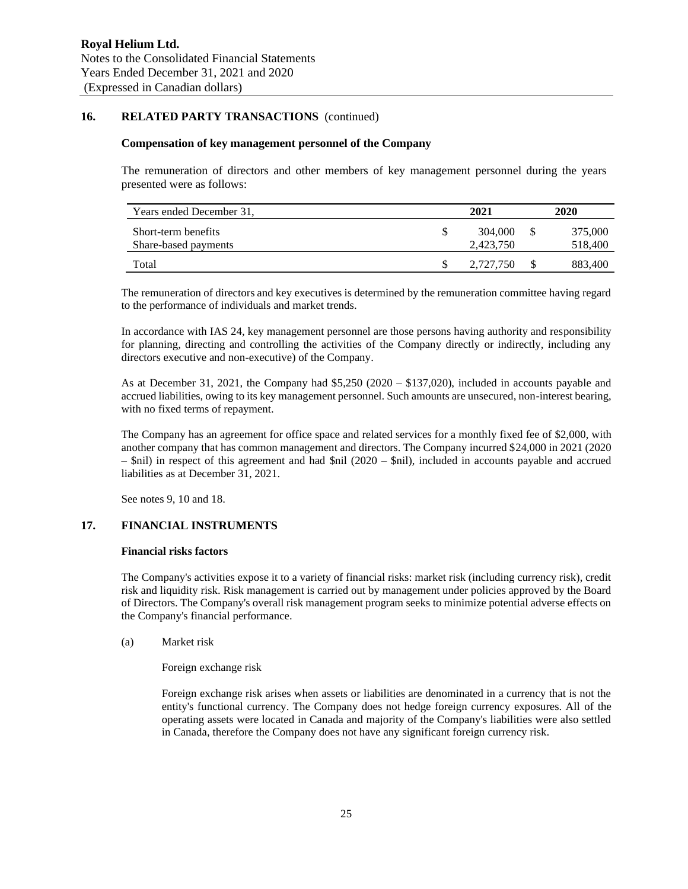## 16. RELATED PARTY TRANSACTIONS (continued)

### Compensation of key management personnel of the Company

The remuneration of directors and other members of key management personnel during the years presented were as follows:

| Years ended December 31, | 2021 | 2020 |
|---|---|---|
| Short-term benefits | $ 304,000 | $ 375,000 |
| Share-based payments | 2,423,750 | 518,400 |
| Total | $ 2,727,750 | $ 883,400 |

The remuneration of directors and key executives is determined by the remuneration committee having regard to the performance of individuals and market trends.

In accordance with IAS 24, key management personnel are those persons having authority and responsibility for planning, directing and controlling the activities of the Company directly or indirectly, including any directors executive and non-executive) of the Company.

As at December 31, 2021, the Company had $5,250 (2020 – $137,020), included in accounts payable and accrued liabilities, owing to its key management personnel. Such amounts are unsecured, non-interest bearing, with no fixed terms of repayment.

The Company has an agreement for office space and related services for a monthly fixed fee of $2,000, with another company that has common management and directors. The Company incurred $24,000 in 2021 (2020 – $nil) in respect of this agreement and had $nil (2020 – $nil), included in accounts payable and accrued liabilities as at December 31, 2021.

See notes 9, 10 and 18.

## 17. FINANCIAL INSTRUMENTS

### Financial risks factors

The Company's activities expose it to a variety of financial risks: market risk (including currency risk), credit risk and liquidity risk. Risk management is carried out by management under policies approved by the Board of Directors. The Company's overall risk management program seeks to minimize potential adverse effects on the Company's financial performance.

(a) Market risk

Foreign exchange risk

Foreign exchange risk arises when assets or liabilities are denominated in a currency that is not the entity's functional currency. The Company does not hedge foreign currency exposures. All of the operating assets were located in Canada and majority of the Company's liabilities were also settled in Canada, therefore the Company does not have any significant foreign currency risk.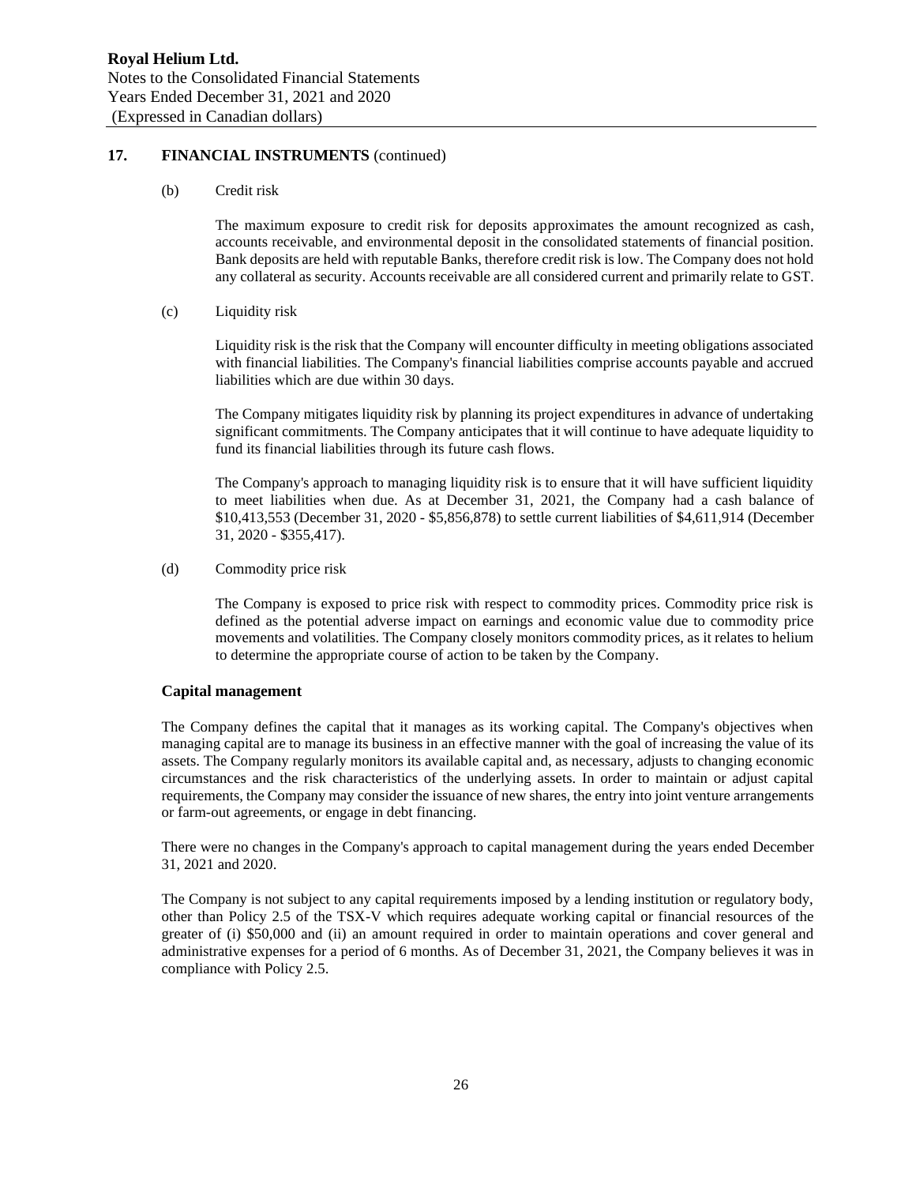## 17. FINANCIAL INSTRUMENTS (continued)

(b) Credit risk

The maximum exposure to credit risk for deposits approximates the amount recognized as cash, accounts receivable, and environmental deposit in the consolidated statements of financial position. Bank deposits are held with reputable Banks, therefore credit risk is low. The Company does not hold any collateral as security. Accounts receivable are all considered current and primarily relate to GST.

(c) Liquidity risk

Liquidity risk is the risk that the Company will encounter difficulty in meeting obligations associated with financial liabilities. The Company's financial liabilities comprise accounts payable and accrued liabilities which are due within 30 days.

The Company mitigates liquidity risk by planning its project expenditures in advance of undertaking significant commitments. The Company anticipates that it will continue to have adequate liquidity to fund its financial liabilities through its future cash flows.

The Company's approach to managing liquidity risk is to ensure that it will have sufficient liquidity to meet liabilities when due. As at December 31, 2021, the Company had a cash balance of $10,413,553 (December 31, 2020 - $5,856,878) to settle current liabilities of $4,611,914 (December 31, 2020 - $355,417).

(d) Commodity price risk

The Company is exposed to price risk with respect to commodity prices. Commodity price risk is defined as the potential adverse impact on earnings and economic value due to commodity price movements and volatilities. The Company closely monitors commodity prices, as it relates to helium to determine the appropriate course of action to be taken by the Company.

### Capital management

The Company defines the capital that it manages as its working capital. The Company's objectives when managing capital are to manage its business in an effective manner with the goal of increasing the value of its assets. The Company regularly monitors its available capital and, as necessary, adjusts to changing economic circumstances and the risk characteristics of the underlying assets. In order to maintain or adjust capital requirements, the Company may consider the issuance of new shares, the entry into joint venture arrangements or farm-out agreements, or engage in debt financing.

There were no changes in the Company's approach to capital management during the years ended December 31, 2021 and 2020.

The Company is not subject to any capital requirements imposed by a lending institution or regulatory body, other than Policy 2.5 of the TSX-V which requires adequate working capital or financial resources of the greater of (i) $50,000 and (ii) an amount required in order to maintain operations and cover general and administrative expenses for a period of 6 months. As of December 31, 2021, the Company believes it was in compliance with Policy 2.5.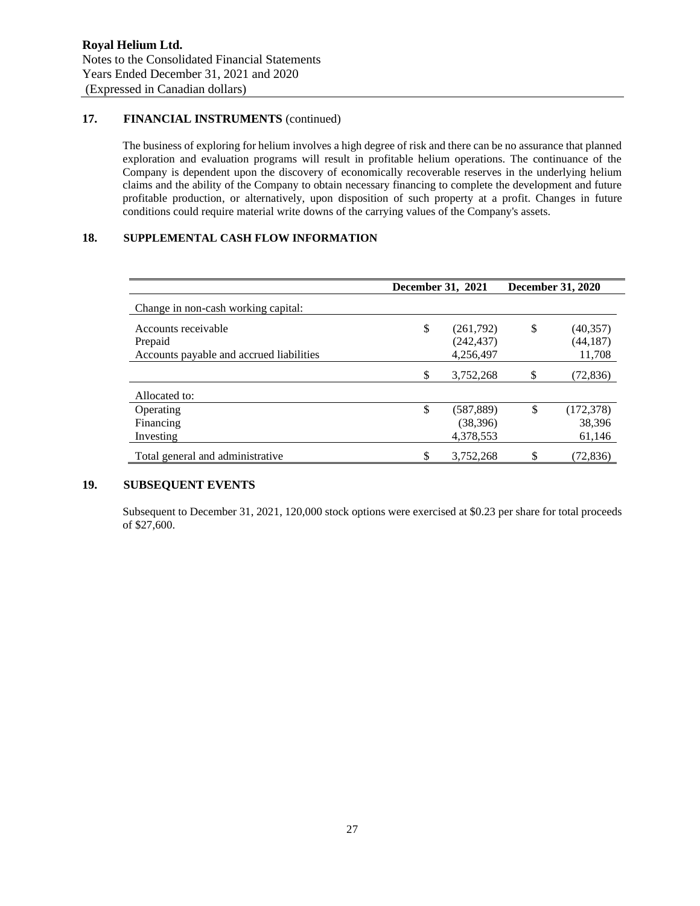## 17. FINANCIAL INSTRUMENTS (continued)

The business of exploring for helium involves a high degree of risk and there can be no assurance that planned exploration and evaluation programs will result in profitable helium operations. The continuance of the Company is dependent upon the discovery of economically recoverable reserves in the underlying helium claims and the ability of the Company to obtain necessary financing to complete the development and future profitable production, or alternatively, upon disposition of such property at a profit. Changes in future conditions could require material write downs of the carrying values of the Company's assets.

## 18. SUPPLEMENTAL CASH FLOW INFORMATION

| | December 31, 2021 | December 31, 2020 |
|---|---|---|
| Change in non-cash working capital: | | |
| Accounts receivable | $ (261,792) | $ (40,357) |
| Prepaid | (242,437) | (44,187) |
| Accounts payable and accrued liabilities | 4,256,497 | 11,708 |
| | $ 3,752,268 | $ (72,836) |
| Allocated to: | | |
| Operating | $ (587,889) | $ (172,378) |
| Financing | (38,396) | 38,396 |
| Investing | 4,378,553 | 61,146 |
| Total general and administrative | $ 3,752,268 | $ (72,836) |

## 19. SUBSEQUENT EVENTS

Subsequent to December 31, 2021, 120,000 stock options were exercised at $0.23 per share for total proceeds of $27,600.